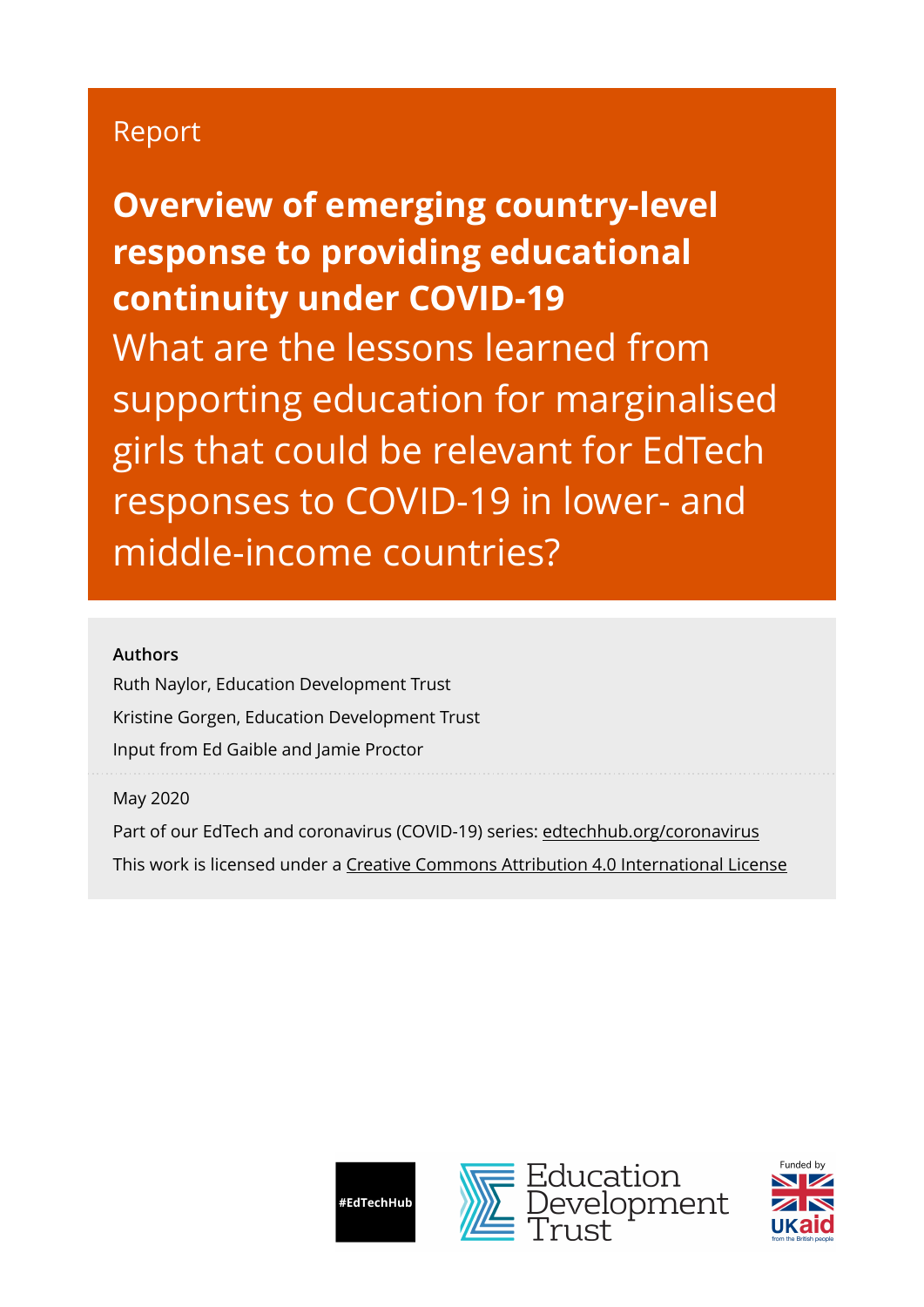Report

# Overview of emerging country-level response to providing educational continuity under COVID-19

## What are the lessons learned from supporting education for marginalised girls that could be relevant for EdTech responses to COVID-19 in lower- and middle-income countries?

**Authors**

Ruth Naylor, Education Development Trust

Kristine Gorgen, Education Development Trust

Input from Ed Gaible and Jamie Proctor

May 2020

Part of our EdTech and coronavirus (COVID-19) series: edtechhub.org/coronavirus

This work is licensed under a Creative Commons Attribution 4.0 International License

#EdTechHub

Education Development Trust

Funded by UKaid from the British people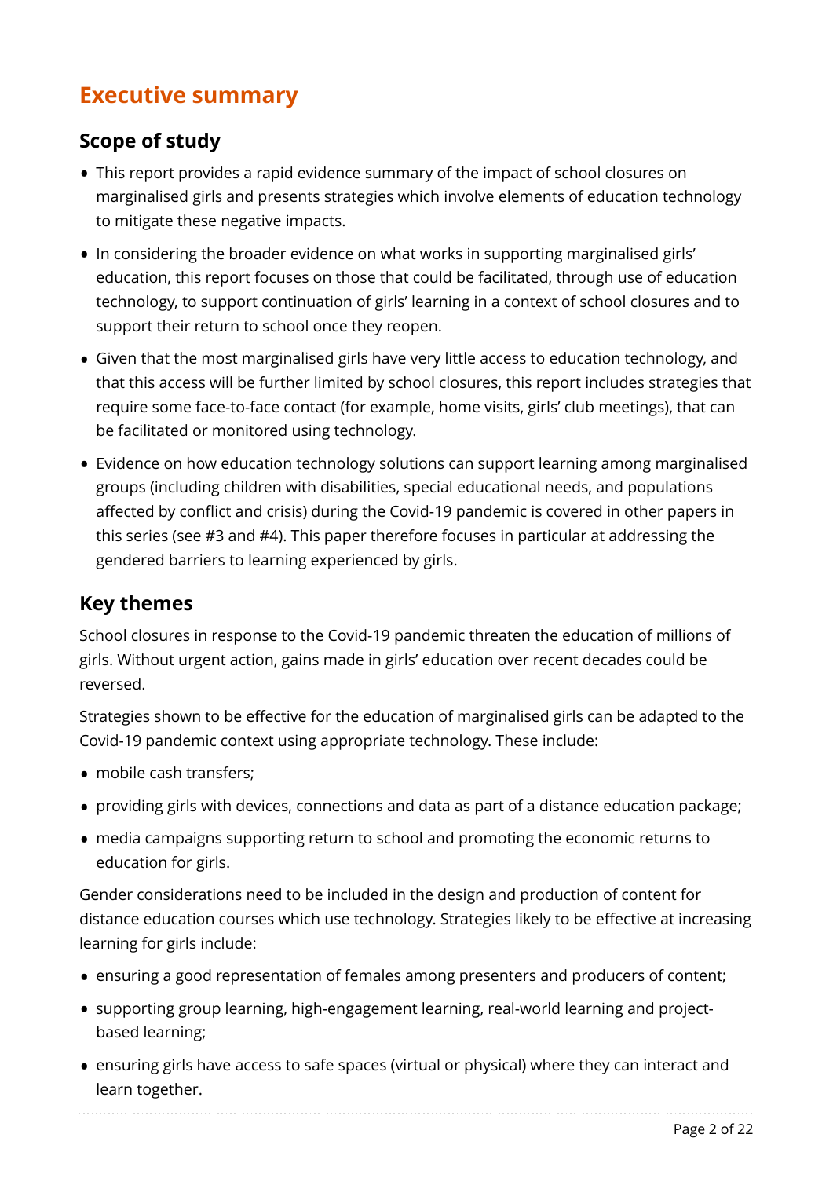# Executive summary

## Scope of study

- This report provides a rapid evidence summary of the impact of school closures on marginalised girls and presents strategies which involve elements of education technology to mitigate these negative impacts.
- In considering the broader evidence on what works in supporting marginalised girls' education, this report focuses on those that could be facilitated, through use of education technology, to support continuation of girls' learning in a context of school closures and to support their return to school once they reopen.
- Given that the most marginalised girls have very little access to education technology, and that this access will be further limited by school closures, this report includes strategies that require some face-to-face contact (for example, home visits, girls' club meetings), that can be facilitated or monitored using technology.
- Evidence on how education technology solutions can support learning among marginalised groups (including children with disabilities, special educational needs, and populations affected by conflict and crisis) during the Covid-19 pandemic is covered in other papers in this series (see #3 and #4). This paper therefore focuses in particular at addressing the gendered barriers to learning experienced by girls.

## Key themes

School closures in response to the Covid-19 pandemic threaten the education of millions of girls. Without urgent action, gains made in girls' education over recent decades could be reversed.

Strategies shown to be effective for the education of marginalised girls can be adapted to the Covid-19 pandemic context using appropriate technology. These include:

- mobile cash transfers;
- providing girls with devices, connections and data as part of a distance education package;
- media campaigns supporting return to school and promoting the economic returns to education for girls.

Gender considerations need to be included in the design and production of content for distance education courses which use technology. Strategies likely to be effective at increasing learning for girls include:

- ensuring a good representation of females among presenters and producers of content;
- supporting group learning, high-engagement learning, real-world learning and project-based learning;
- ensuring girls have access to safe spaces (virtual or physical) where they can interact and learn together.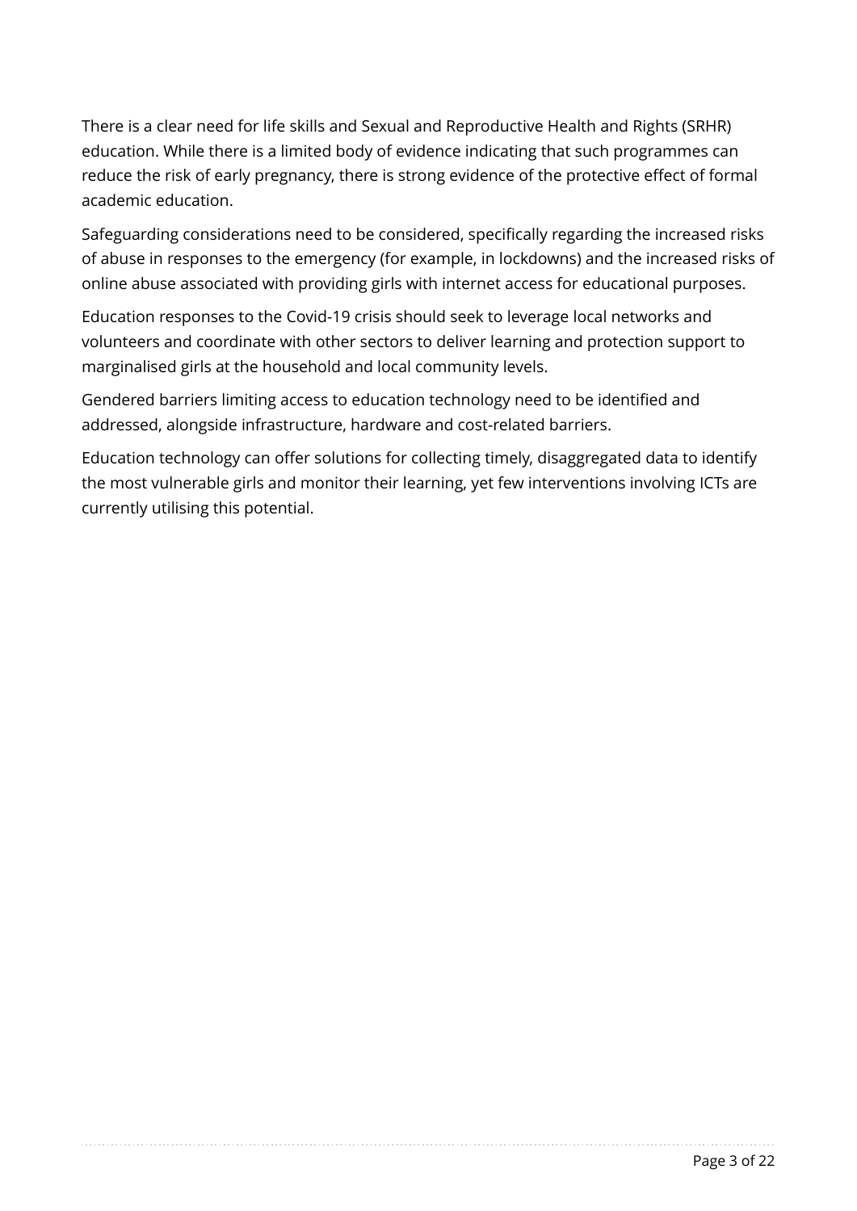There is a clear need for life skills and Sexual and Reproductive Health and Rights (SRHR) education. While there is a limited body of evidence indicating that such programmes can reduce the risk of early pregnancy, there is strong evidence of the protective effect of formal academic education.

Safeguarding considerations need to be considered, specifically regarding the increased risks of abuse in responses to the emergency (for example, in lockdowns) and the increased risks of online abuse associated with providing girls with internet access for educational purposes.

Education responses to the Covid-19 crisis should seek to leverage local networks and volunteers and coordinate with other sectors to deliver learning and protection support to marginalised girls at the household and local community levels.

Gendered barriers limiting access to education technology need to be identified and addressed, alongside infrastructure, hardware and cost-related barriers.

Education technology can offer solutions for collecting timely, disaggregated data to identify the most vulnerable girls and monitor their learning, yet few interventions involving ICTs are currently utilising this potential.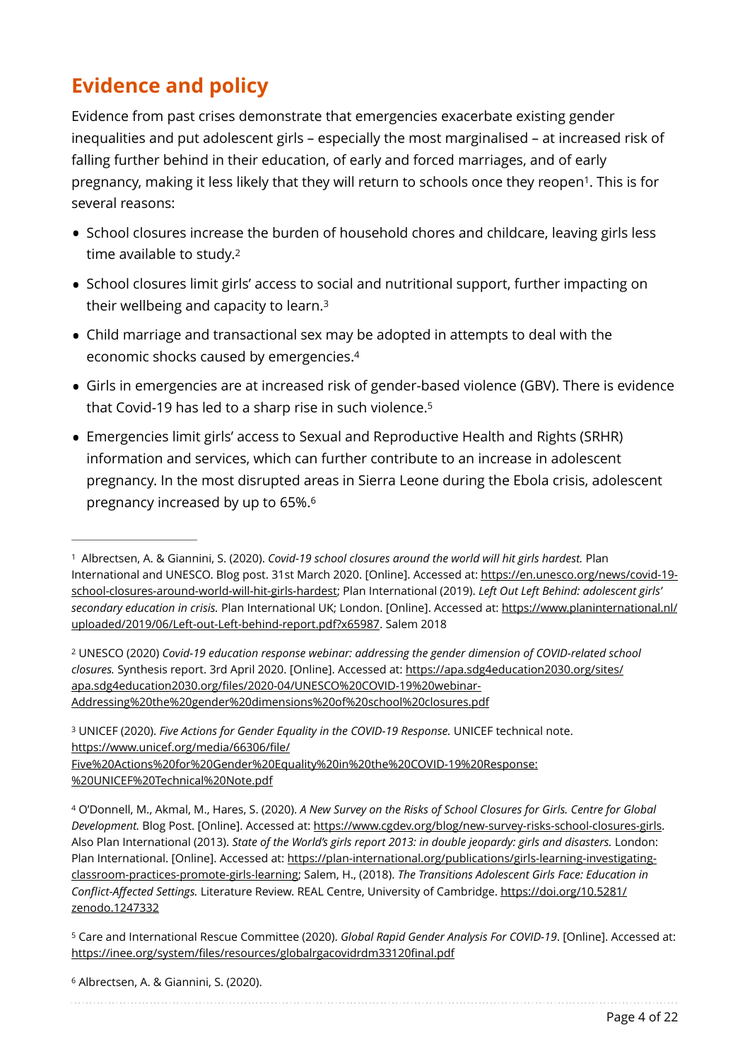## Evidence and policy

Evidence from past crises demonstrate that emergencies exacerbate existing gender inequalities and put adolescent girls – especially the most marginalised – at increased risk of falling further behind in their education, of early and forced marriages, and of early pregnancy, making it less likely that they will return to schools once they reopen[1]. This is for several reasons:

- School closures increase the burden of household chores and childcare, leaving girls less time available to study.[2]
- School closures limit girls' access to social and nutritional support, further impacting on their wellbeing and capacity to learn.[3]
- Child marriage and transactional sex may be adopted in attempts to deal with the economic shocks caused by emergencies.[4]
- Girls in emergencies are at increased risk of gender-based violence (GBV). There is evidence that Covid-19 has led to a sharp rise in such violence.[5]
- Emergencies limit girls' access to Sexual and Reproductive Health and Rights (SRHR) information and services, which can further contribute to an increase in adolescent pregnancy. In the most disrupted areas in Sierra Leone during the Ebola crisis, adolescent pregnancy increased by up to 65%.[6]

---

[1] Albrectsen, A. & Giannini, S. (2020). *Covid-19 school closures around the world will hit girls hardest.* Plan International and UNESCO. Blog post. 31st March 2020. [Online]. Accessed at: https://en.unesco.org/news/covid-19-school-closures-around-world-will-hit-girls-hardest; Plan International (2019). *Left Out Left Behind: adolescent girls' secondary education in crisis.* Plan International UK; London. [Online]. Accessed at: https://www.planinternational.nl/uploaded/2019/06/Left-out-Left-behind-report.pdf?x65987. Salem 2018

[2] UNESCO (2020) *Covid-19 education response webinar: addressing the gender dimension of COVID-related school closures.* Synthesis report. 3rd April 2020. [Online]. Accessed at: https://apa.sdg4education2030.org/sites/apa.sdg4education2030.org/files/2020-04/UNESCO%20COVID-19%20webinar-Addressing%20the%20gender%20dimensions%20of%20school%20closures.pdf

[3] UNICEF (2020). *Five Actions for Gender Equality in the COVID-19 Response.* UNICEF technical note. https://www.unicef.org/media/66306/file/Five%20Actions%20for%20Gender%20Equality%20in%20the%20COVID-19%20Response:%20UNICEF%20Technical%20Note.pdf

[4] O'Donnell, M., Akmal, M., Hares, S. (2020). *A New Survey on the Risks of School Closures for Girls. Centre for Global Development.* Blog Post. [Online]. Accessed at: https://www.cgdev.org/blog/new-survey-risks-school-closures-girls. Also Plan International (2013). *State of the World's girls report 2013: in double jeopardy: girls and disasters.* London: Plan International. [Online]. Accessed at: https://plan-international.org/publications/girls-learning-investigating-classroom-practices-promote-girls-learning; Salem, H., (2018). *The Transitions Adolescent Girls Face: Education in Conflict-Affected Settings.* Literature Review. REAL Centre, University of Cambridge. https://doi.org/10.5281/zenodo.1247332

[5] Care and International Rescue Committee (2020). *Global Rapid Gender Analysis For COVID-19*. [Online]. Accessed at: https://inee.org/system/files/resources/globalrgacovidrdm33120final.pdf

[6] Albrectsen, A. & Giannini, S. (2020).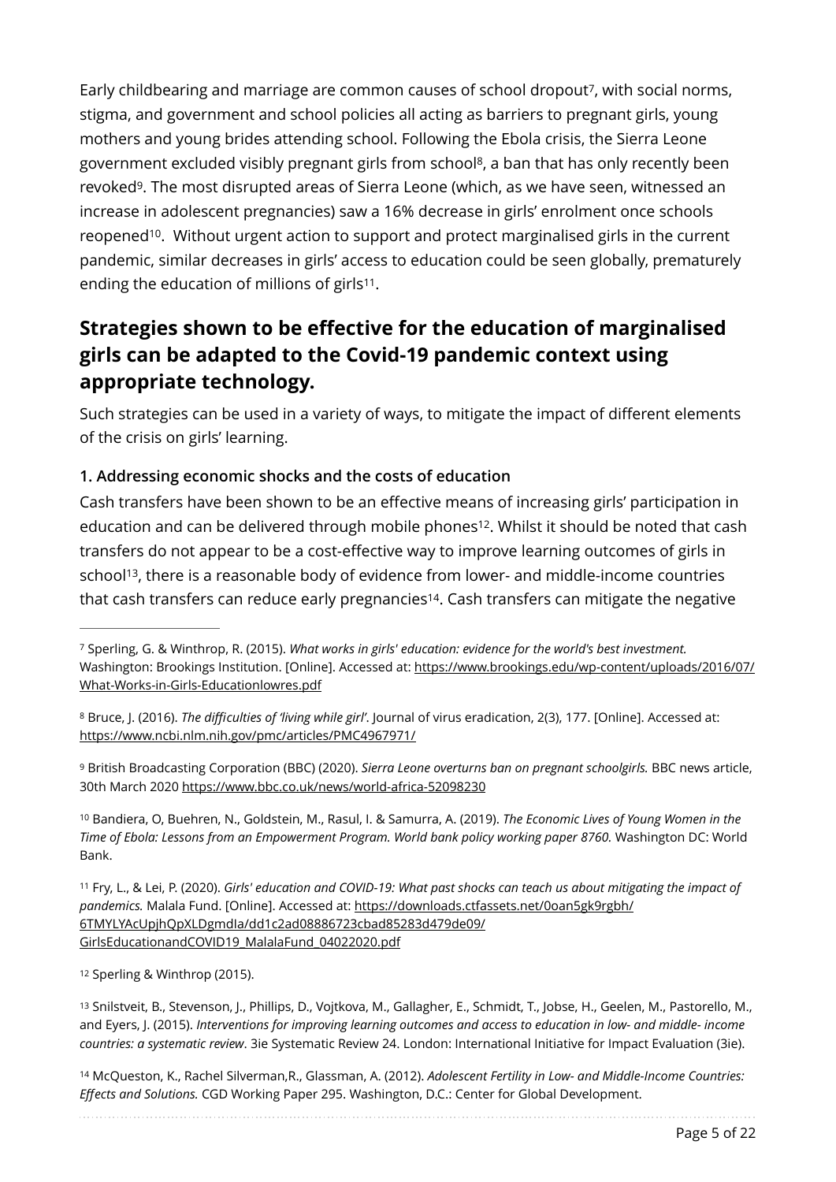Early childbearing and marriage are common causes of school dropout[7], with social norms, stigma, and government and school policies all acting as barriers to pregnant girls, young mothers and young brides attending school. Following the Ebola crisis, the Sierra Leone government excluded visibly pregnant girls from school[8], a ban that has only recently been revoked[9]. The most disrupted areas of Sierra Leone (which, as we have seen, witnessed an increase in adolescent pregnancies) saw a 16% decrease in girls' enrolment once schools reopened[10]. Without urgent action to support and protect marginalised girls in the current pandemic, similar decreases in girls' access to education could be seen globally, prematurely ending the education of millions of girls[11].

## Strategies shown to be effective for the education of marginalised girls can be adapted to the Covid-19 pandemic context using appropriate technology.

Such strategies can be used in a variety of ways, to mitigate the impact of different elements of the crisis on girls' learning.

### 1. Addressing economic shocks and the costs of education

Cash transfers have been shown to be an effective means of increasing girls' participation in education and can be delivered through mobile phones[12]. Whilst it should be noted that cash transfers do not appear to be a cost-effective way to improve learning outcomes of girls in school[13], there is a reasonable body of evidence from lower- and middle-income countries that cash transfers can reduce early pregnancies[14]. Cash transfers can mitigate the negative

---

[7] Sperling, G. & Winthrop, R. (2015). *What works in girls' education: evidence for the world's best investment.* Washington: Brookings Institution. [Online]. Accessed at: https://www.brookings.edu/wp-content/uploads/2016/07/What-Works-in-Girls-Educationlowres.pdf

[8] Bruce, J. (2016). *The difficulties of 'living while girl'*. Journal of virus eradication, 2(3), 177. [Online]. Accessed at: https://www.ncbi.nlm.nih.gov/pmc/articles/PMC4967971/

[9] British Broadcasting Corporation (BBC) (2020). *Sierra Leone overturns ban on pregnant schoolgirls.* BBC news article, 30th March 2020 https://www.bbc.co.uk/news/world-africa-52098230

[10] Bandiera, O, Buehren, N., Goldstein, M., Rasul, I. & Samurra, A. (2019). *The Economic Lives of Young Women in the Time of Ebola: Lessons from an Empowerment Program. World bank policy working paper 8760.* Washington DC: World Bank.

[11] Fry, L., & Lei, P. (2020). *Girls' education and COVID-19: What past shocks can teach us about mitigating the impact of pandemics.* Malala Fund. [Online]. Accessed at: https://downloads.ctfassets.net/0oan5gk9rgbh/6TMYLYAcUpjhQpXLDgmdIa/dd1c2ad08886723cbad85283d479de09/GirlsEducationandCOVID19_MalalaFund_04022020.pdf

[12] Sperling & Winthrop (2015).

[13] Snilstveit, B., Stevenson, J., Phillips, D., Vojtkova, M., Gallagher, E., Schmidt, T., Jobse, H., Geelen, M., Pastorello, M., and Eyers, J. (2015). *Interventions for improving learning outcomes and access to education in low- and middle- income countries: a systematic review*. 3ie Systematic Review 24. London: International Initiative for Impact Evaluation (3ie).

[14] McQueston, K., Rachel Silverman,R., Glassman, A. (2012). *Adolescent Fertility in Low- and Middle-Income Countries: Effects and Solutions.* CGD Working Paper 295. Washington, D.C.: Center for Global Development.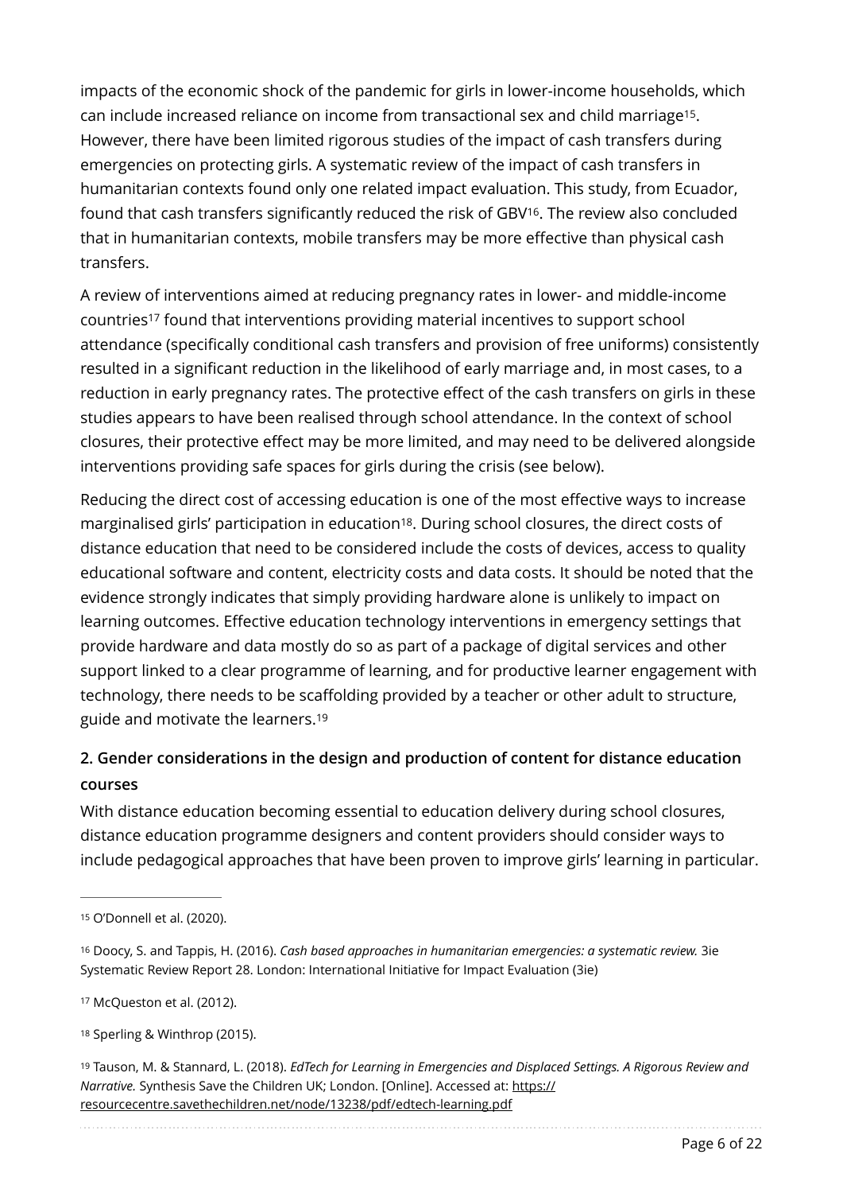impacts of the economic shock of the pandemic for girls in lower-income households, which can include increased reliance on income from transactional sex and child marriage[15]. However, there have been limited rigorous studies of the impact of cash transfers during emergencies on protecting girls. A systematic review of the impact of cash transfers in humanitarian contexts found only one related impact evaluation. This study, from Ecuador, found that cash transfers significantly reduced the risk of GBV[16]. The review also concluded that in humanitarian contexts, mobile transfers may be more effective than physical cash transfers.

A review of interventions aimed at reducing pregnancy rates in lower- and middle-income countries[17] found that interventions providing material incentives to support school attendance (specifically conditional cash transfers and provision of free uniforms) consistently resulted in a significant reduction in the likelihood of early marriage and, in most cases, to a reduction in early pregnancy rates. The protective effect of the cash transfers on girls in these studies appears to have been realised through school attendance. In the context of school closures, their protective effect may be more limited, and may need to be delivered alongside interventions providing safe spaces for girls during the crisis (see below).

Reducing the direct cost of accessing education is one of the most effective ways to increase marginalised girls' participation in education[18]. During school closures, the direct costs of distance education that need to be considered include the costs of devices, access to quality educational software and content, electricity costs and data costs. It should be noted that the evidence strongly indicates that simply providing hardware alone is unlikely to impact on learning outcomes. Effective education technology interventions in emergency settings that provide hardware and data mostly do so as part of a package of digital services and other support linked to a clear programme of learning, and for productive learner engagement with technology, there needs to be scaffolding provided by a teacher or other adult to structure, guide and motivate the learners.[19]

**2. Gender considerations in the design and production of content for distance education courses**

With distance education becoming essential to education delivery during school closures, distance education programme designers and content providers should consider ways to include pedagogical approaches that have been proven to improve girls' learning in particular.

---

[15] O'Donnell et al. (2020).

[16] Doocy, S. and Tappis, H. (2016). *Cash based approaches in humanitarian emergencies: a systematic review.* 3ie Systematic Review Report 28. London: International Initiative for Impact Evaluation (3ie)

[17] McQueston et al. (2012).

[18] Sperling & Winthrop (2015).

[19] Tauson, M. & Stannard, L. (2018). *EdTech for Learning in Emergencies and Displaced Settings. A Rigorous Review and Narrative.* Synthesis Save the Children UK; London. [Online]. Accessed at: https://resourcecentre.savethechildren.net/node/13238/pdf/edtech-learning.pdf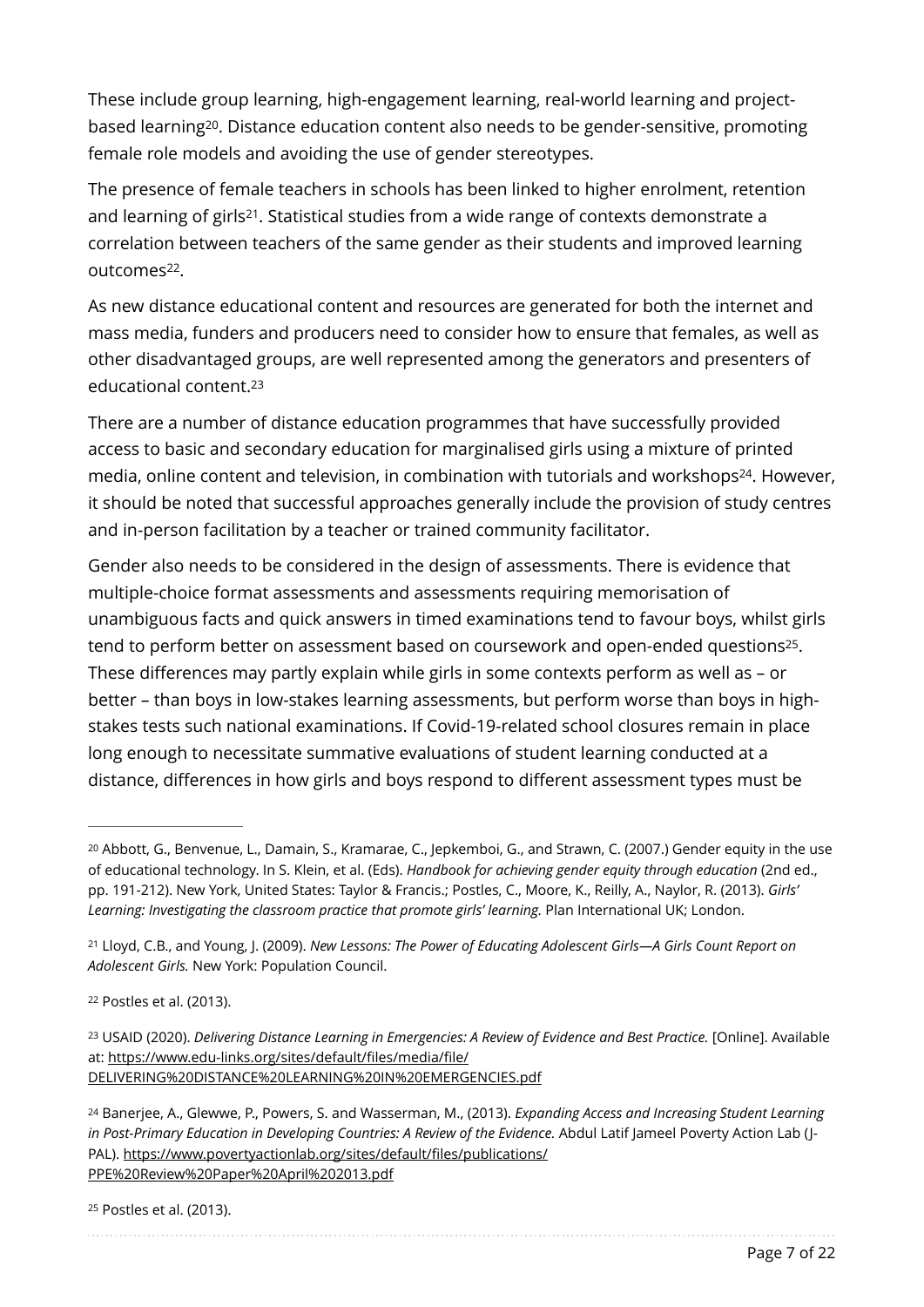These include group learning, high-engagement learning, real-world learning and project-based learning[20]. Distance education content also needs to be gender-sensitive, promoting female role models and avoiding the use of gender stereotypes.

The presence of female teachers in schools has been linked to higher enrolment, retention and learning of girls[21]. Statistical studies from a wide range of contexts demonstrate a correlation between teachers of the same gender as their students and improved learning outcomes[22].

As new distance educational content and resources are generated for both the internet and mass media, funders and producers need to consider how to ensure that females, as well as other disadvantaged groups, are well represented among the generators and presenters of educational content.[23]

There are a number of distance education programmes that have successfully provided access to basic and secondary education for marginalised girls using a mixture of printed media, online content and television, in combination with tutorials and workshops[24]. However, it should be noted that successful approaches generally include the provision of study centres and in-person facilitation by a teacher or trained community facilitator.

Gender also needs to be considered in the design of assessments. There is evidence that multiple-choice format assessments and assessments requiring memorisation of unambiguous facts and quick answers in timed examinations tend to favour boys, whilst girls tend to perform better on assessment based on coursework and open-ended questions[25]. These differences may partly explain while girls in some contexts perform as well as – or better – than boys in low-stakes learning assessments, but perform worse than boys in high-stakes tests such national examinations. If Covid-19-related school closures remain in place long enough to necessitate summative evaluations of student learning conducted at a distance, differences in how girls and boys respond to different assessment types must be

---

[20] Abbott, G., Benvenue, L., Damain, S., Kramarae, C., Jepkemboi, G., and Strawn, C. (2007.) Gender equity in the use of educational technology. In S. Klein, et al. (Eds). *Handbook for achieving gender equity through education* (2nd ed., pp. 191-212). New York, United States: Taylor & Francis.; Postles, C., Moore, K., Reilly, A., Naylor, R. (2013). *Girls' Learning: Investigating the classroom practice that promote girls' learning.* Plan International UK; London.

[21] Lloyd, C.B., and Young, J. (2009). *New Lessons: The Power of Educating Adolescent Girls—A Girls Count Report on Adolescent Girls.* New York: Population Council.

[22] Postles et al. (2013).

[23] USAID (2020). *Delivering Distance Learning in Emergencies: A Review of Evidence and Best Practice.* [Online]. Available at: https://www.edu-links.org/sites/default/files/media/file/DELIVERING%20DISTANCE%20LEARNING%20IN%20EMERGENCIES.pdf

[24] Banerjee, A., Glewwe, P., Powers, S. and Wasserman, M., (2013). *Expanding Access and Increasing Student Learning in Post-Primary Education in Developing Countries: A Review of the Evidence.* Abdul Latif Jameel Poverty Action Lab (J-PAL). https://www.povertyactionlab.org/sites/default/files/publications/PPE%20Review%20Paper%20April%202013.pdf

[25] Postles et al. (2013).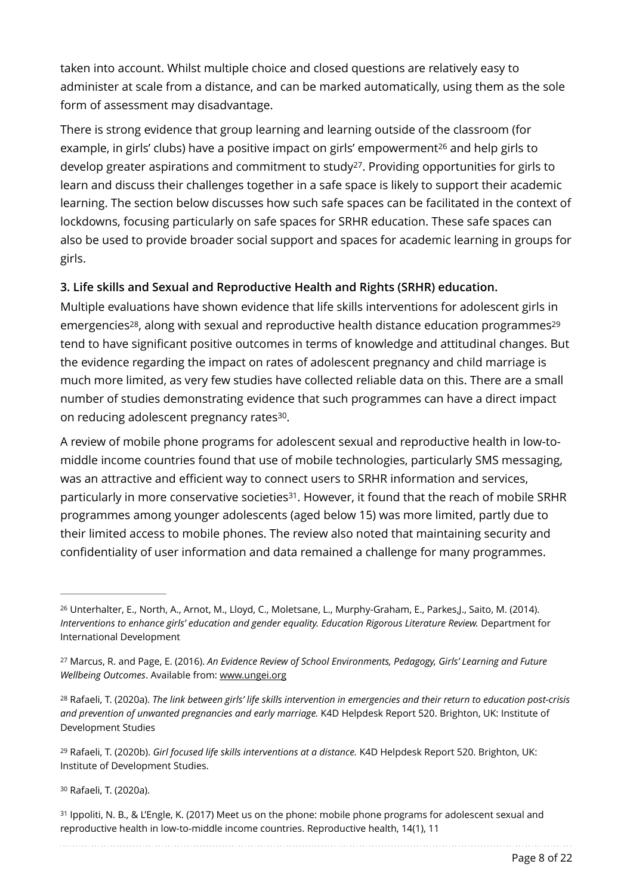taken into account. Whilst multiple choice and closed questions are relatively easy to administer at scale from a distance, and can be marked automatically, using them as the sole form of assessment may disadvantage.

There is strong evidence that group learning and learning outside of the classroom (for example, in girls' clubs) have a positive impact on girls' empowerment[26] and help girls to develop greater aspirations and commitment to study[27]. Providing opportunities for girls to learn and discuss their challenges together in a safe space is likely to support their academic learning. The section below discusses how such safe spaces can be facilitated in the context of lockdowns, focusing particularly on safe spaces for SRHR education. These safe spaces can also be used to provide broader social support and spaces for academic learning in groups for girls.

**3. Life skills and Sexual and Reproductive Health and Rights (SRHR) education.**

Multiple evaluations have shown evidence that life skills interventions for adolescent girls in emergencies[28], along with sexual and reproductive health distance education programmes[29] tend to have significant positive outcomes in terms of knowledge and attitudinal changes. But the evidence regarding the impact on rates of adolescent pregnancy and child marriage is much more limited, as very few studies have collected reliable data on this. There are a small number of studies demonstrating evidence that such programmes can have a direct impact on reducing adolescent pregnancy rates[30].

A review of mobile phone programs for adolescent sexual and reproductive health in low-to-middle income countries found that use of mobile technologies, particularly SMS messaging, was an attractive and efficient way to connect users to SRHR information and services, particularly in more conservative societies[31]. However, it found that the reach of mobile SRHR programmes among younger adolescents (aged below 15) was more limited, partly due to their limited access to mobile phones. The review also noted that maintaining security and confidentiality of user information and data remained a challenge for many programmes.

---

[26] Unterhalter, E., North, A., Arnot, M., Lloyd, C., Moletsane, L., Murphy-Graham, E., Parkes,J., Saito, M. (2014). *Interventions to enhance girls' education and gender equality. Education Rigorous Literature Review.* Department for International Development

[27] Marcus, R. and Page, E. (2016). *An Evidence Review of School Environments, Pedagogy, Girls' Learning and Future Wellbeing Outcomes*. Available from: www.ungei.org

[28] Rafaeli, T. (2020a). *The link between girls' life skills intervention in emergencies and their return to education post-crisis and prevention of unwanted pregnancies and early marriage.* K4D Helpdesk Report 520. Brighton, UK: Institute of Development Studies

[29] Rafaeli, T. (2020b). *Girl focused life skills interventions at a distance.* K4D Helpdesk Report 520. Brighton, UK: Institute of Development Studies.

[30] Rafaeli, T. (2020a).

[31] Ippoliti, N. B., & L'Engle, K. (2017) Meet us on the phone: mobile phone programs for adolescent sexual and reproductive health in low-to-middle income countries. Reproductive health, 14(1), 11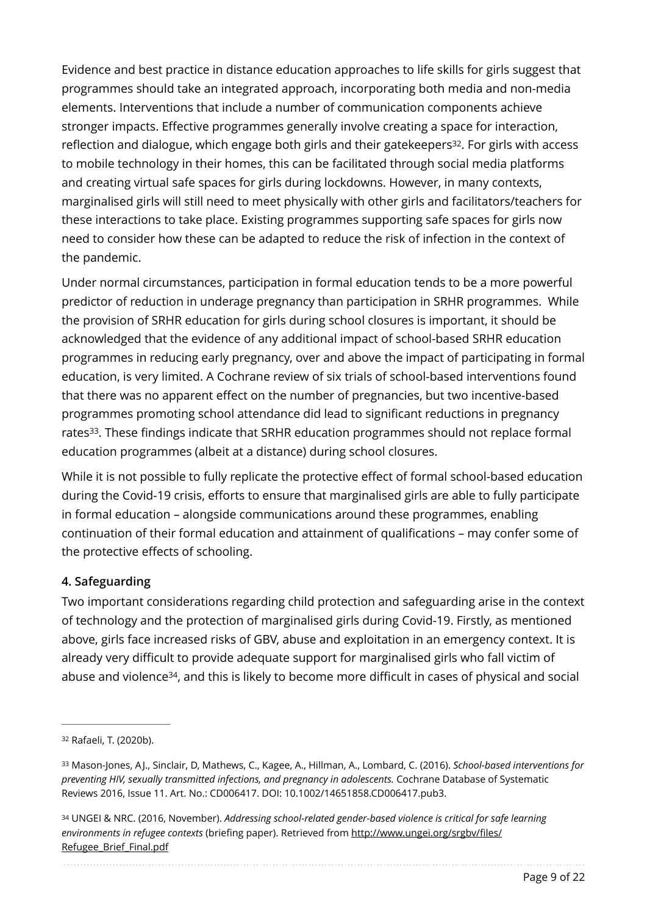Evidence and best practice in distance education approaches to life skills for girls suggest that programmes should take an integrated approach, incorporating both media and non-media elements. Interventions that include a number of communication components achieve stronger impacts. Effective programmes generally involve creating a space for interaction, reflection and dialogue, which engage both girls and their gatekeepers[32]. For girls with access to mobile technology in their homes, this can be facilitated through social media platforms and creating virtual safe spaces for girls during lockdowns. However, in many contexts, marginalised girls will still need to meet physically with other girls and facilitators/teachers for these interactions to take place. Existing programmes supporting safe spaces for girls now need to consider how these can be adapted to reduce the risk of infection in the context of the pandemic.

Under normal circumstances, participation in formal education tends to be a more powerful predictor of reduction in underage pregnancy than participation in SRHR programmes. While the provision of SRHR education for girls during school closures is important, it should be acknowledged that the evidence of any additional impact of school-based SRHR education programmes in reducing early pregnancy, over and above the impact of participating in formal education, is very limited. A Cochrane review of six trials of school-based interventions found that there was no apparent effect on the number of pregnancies, but two incentive-based programmes promoting school attendance did lead to significant reductions in pregnancy rates[33]. These findings indicate that SRHR education programmes should not replace formal education programmes (albeit at a distance) during school closures.

While it is not possible to fully replicate the protective effect of formal school-based education during the Covid-19 crisis, efforts to ensure that marginalised girls are able to fully participate in formal education – alongside communications around these programmes, enabling continuation of their formal education and attainment of qualifications – may confer some of the protective effects of schooling.

**4. Safeguarding**

Two important considerations regarding child protection and safeguarding arise in the context of technology and the protection of marginalised girls during Covid-19. Firstly, as mentioned above, girls face increased risks of GBV, abuse and exploitation in an emergency context. It is already very difficult to provide adequate support for marginalised girls who fall victim of abuse and violence[34], and this is likely to become more difficult in cases of physical and social

---

[32] Rafaeli, T. (2020b).

[33] Mason-Jones, AJ., Sinclair, D, Mathews, C., Kagee, A., Hillman, A., Lombard, C. (2016). *School-based interventions for preventing HIV, sexually transmitted infections, and pregnancy in adolescents.* Cochrane Database of Systematic Reviews 2016, Issue 11. Art. No.: CD006417. DOI: 10.1002/14651858.CD006417.pub3.

[34] UNGEI & NRC. (2016, November). *Addressing school-related gender-based violence is critical for safe learning environments in refugee contexts* (briefing paper). Retrieved from http://www.ungei.org/srgbv/files/Refugee_Brief_Final.pdf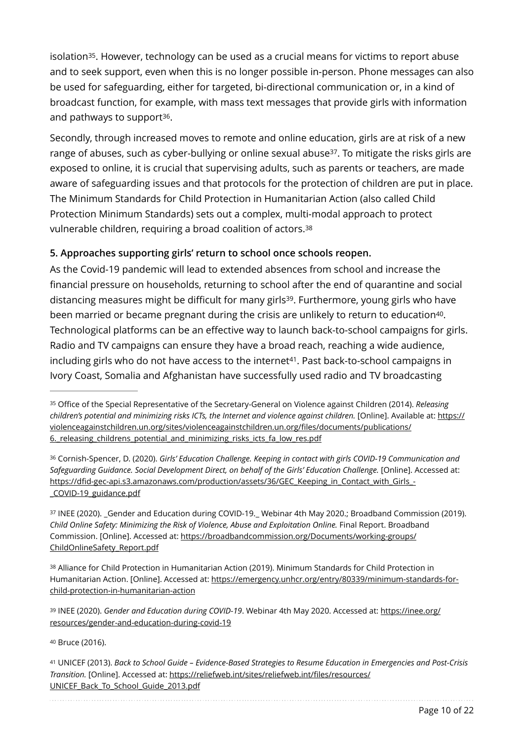isolation[35]. However, technology can be used as a crucial means for victims to report abuse and to seek support, even when this is no longer possible in-person. Phone messages can also be used for safeguarding, either for targeted, bi-directional communication or, in a kind of broadcast function, for example, with mass text messages that provide girls with information and pathways to support[36].

Secondly, through increased moves to remote and online education, girls are at risk of a new range of abuses, such as cyber-bullying or online sexual abuse[37]. To mitigate the risks girls are exposed to online, it is crucial that supervising adults, such as parents or teachers, are made aware of safeguarding issues and that protocols for the protection of children are put in place. The Minimum Standards for Child Protection in Humanitarian Action (also called Child Protection Minimum Standards) sets out a complex, multi-modal approach to protect vulnerable children, requiring a broad coalition of actors.[38]

**5. Approaches supporting girls' return to school once schools reopen.**

As the Covid-19 pandemic will lead to extended absences from school and increase the financial pressure on households, returning to school after the end of quarantine and social distancing measures might be difficult for many girls[39]. Furthermore, young girls who have been married or became pregnant during the crisis are unlikely to return to education[40]. Technological platforms can be an effective way to launch back-to-school campaigns for girls. Radio and TV campaigns can ensure they have a broad reach, reaching a wide audience, including girls who do not have access to the internet[41]. Past back-to-school campaigns in Ivory Coast, Somalia and Afghanistan have successfully used radio and TV broadcasting

---

[35] Office of the Special Representative of the Secretary-General on Violence against Children (2014). *Releasing children's potential and minimizing risks ICTs, the Internet and violence against children.* [Online]. Available at: https://violenceagainstchildren.un.org/sites/violenceagainstchildren.un.org/files/documents/publications/6._releasing_childrens_potential_and_minimizing_risks_icts_fa_low_res.pdf

[36] Cornish-Spencer, D. (2020). *Girls' Education Challenge. Keeping in contact with girls COVID-19 Communication and Safeguarding Guidance. Social Development Direct, on behalf of the Girls' Education Challenge.* [Online]. Accessed at: https://dfid-gec-api.s3.amazonaws.com/production/assets/36/GEC_Keeping_in_Contact_with_Girls_-_COVID-19_guidance.pdf

[37] INEE (2020). _Gender and Education during COVID-19._ Webinar 4th May 2020.; Broadband Commission (2019). *Child Online Safety: Minimizing the Risk of Violence, Abuse and Exploitation Online.* Final Report. Broadband Commission. [Online]. Accessed at: https://broadbandcommission.org/Documents/working-groups/ChildOnlineSafety_Report.pdf

[38] Alliance for Child Protection in Humanitarian Action (2019). Minimum Standards for Child Protection in Humanitarian Action. [Online]. Accessed at: https://emergency.unhcr.org/entry/80339/minimum-standards-for-child-protection-in-humanitarian-action

[39] INEE (2020). *Gender and Education during COVID-19*. Webinar 4th May 2020. Accessed at: https://inee.org/resources/gender-and-education-during-covid-19

[40] Bruce (2016).

[41] UNICEF (2013). *Back to School Guide – Evidence-Based Strategies to Resume Education in Emergencies and Post-Crisis Transition.* [Online]. Accessed at: https://reliefweb.int/sites/reliefweb.int/files/resources/UNICEF_Back_To_School_Guide_2013.pdf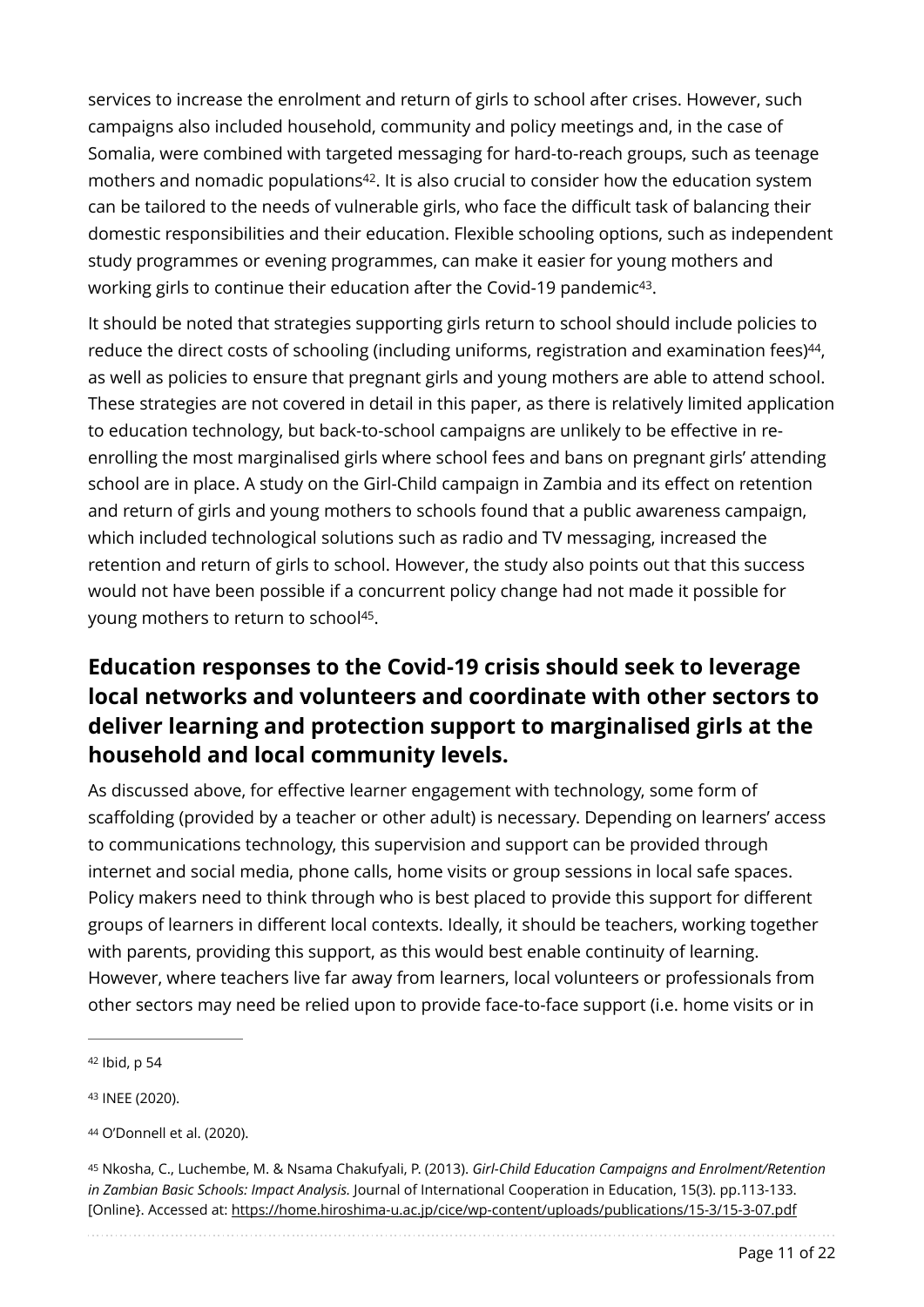services to increase the enrolment and return of girls to school after crises. However, such campaigns also included household, community and policy meetings and, in the case of Somalia, were combined with targeted messaging for hard-to-reach groups, such as teenage mothers and nomadic populations[42]. It is also crucial to consider how the education system can be tailored to the needs of vulnerable girls, who face the difficult task of balancing their domestic responsibilities and their education. Flexible schooling options, such as independent study programmes or evening programmes, can make it easier for young mothers and working girls to continue their education after the Covid-19 pandemic[43].

It should be noted that strategies supporting girls return to school should include policies to reduce the direct costs of schooling (including uniforms, registration and examination fees)[44], as well as policies to ensure that pregnant girls and young mothers are able to attend school. These strategies are not covered in detail in this paper, as there is relatively limited application to education technology, but back-to-school campaigns are unlikely to be effective in re-enrolling the most marginalised girls where school fees and bans on pregnant girls' attending school are in place. A study on the Girl-Child campaign in Zambia and its effect on retention and return of girls and young mothers to schools found that a public awareness campaign, which included technological solutions such as radio and TV messaging, increased the retention and return of girls to school. However, the study also points out that this success would not have been possible if a concurrent policy change had not made it possible for young mothers to return to school[45].

## Education responses to the Covid-19 crisis should seek to leverage local networks and volunteers and coordinate with other sectors to deliver learning and protection support to marginalised girls at the household and local community levels.

As discussed above, for effective learner engagement with technology, some form of scaffolding (provided by a teacher or other adult) is necessary. Depending on learners' access to communications technology, this supervision and support can be provided through internet and social media, phone calls, home visits or group sessions in local safe spaces. Policy makers need to think through who is best placed to provide this support for different groups of learners in different local contexts. Ideally, it should be teachers, working together with parents, providing this support, as this would best enable continuity of learning. However, where teachers live far away from learners, local volunteers or professionals from other sectors may need be relied upon to provide face-to-face support (i.e. home visits or in

---

[42] Ibid, p 54

[43] INEE (2020).

[44] O'Donnell et al. (2020).

[45] Nkosha, C., Luchembe, M. & Nsama Chakufyali, P. (2013). *Girl-Child Education Campaigns and Enrolment/Retention in Zambian Basic Schools: Impact Analysis.* Journal of International Cooperation in Education, 15(3). pp.113-133. [Online}. Accessed at: https://home.hiroshima-u.ac.jp/cice/wp-content/uploads/publications/15-3/15-3-07.pdf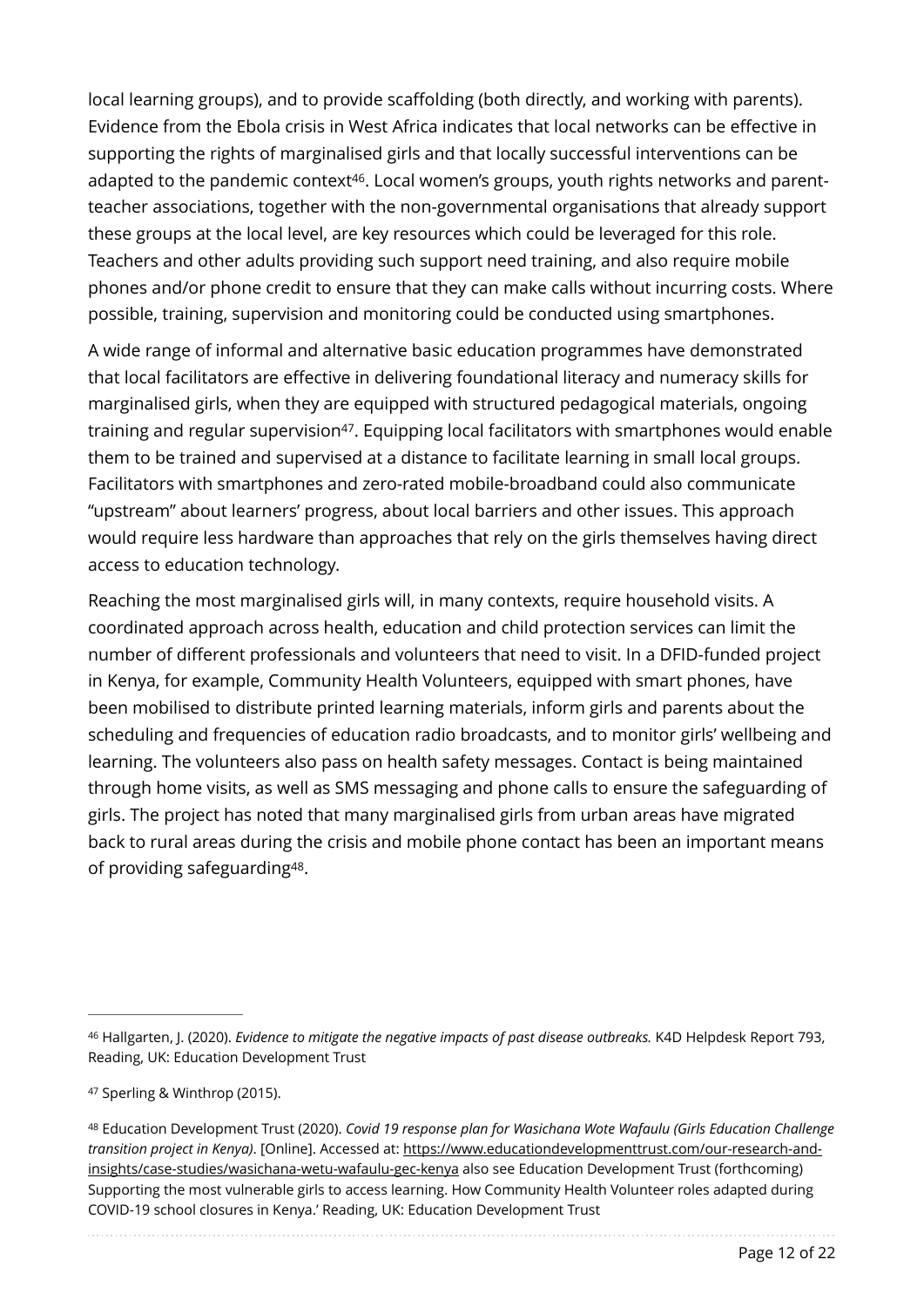local learning groups), and to provide scaffolding (both directly, and working with parents). Evidence from the Ebola crisis in West Africa indicates that local networks can be effective in supporting the rights of marginalised girls and that locally successful interventions can be adapted to the pandemic context[46]. Local women's groups, youth rights networks and parent-teacher associations, together with the non-governmental organisations that already support these groups at the local level, are key resources which could be leveraged for this role. Teachers and other adults providing such support need training, and also require mobile phones and/or phone credit to ensure that they can make calls without incurring costs. Where possible, training, supervision and monitoring could be conducted using smartphones.

A wide range of informal and alternative basic education programmes have demonstrated that local facilitators are effective in delivering foundational literacy and numeracy skills for marginalised girls, when they are equipped with structured pedagogical materials, ongoing training and regular supervision[47]. Equipping local facilitators with smartphones would enable them to be trained and supervised at a distance to facilitate learning in small local groups. Facilitators with smartphones and zero-rated mobile-broadband could also communicate "upstream" about learners' progress, about local barriers and other issues. This approach would require less hardware than approaches that rely on the girls themselves having direct access to education technology.

Reaching the most marginalised girls will, in many contexts, require household visits. A coordinated approach across health, education and child protection services can limit the number of different professionals and volunteers that need to visit. In a DFID-funded project in Kenya, for example, Community Health Volunteers, equipped with smart phones, have been mobilised to distribute printed learning materials, inform girls and parents about the scheduling and frequencies of education radio broadcasts, and to monitor girls' wellbeing and learning. The volunteers also pass on health safety messages. Contact is being maintained through home visits, as well as SMS messaging and phone calls to ensure the safeguarding of girls. The project has noted that many marginalised girls from urban areas have migrated back to rural areas during the crisis and mobile phone contact has been an important means of providing safeguarding[48].

---

[46] Hallgarten, J. (2020). *Evidence to mitigate the negative impacts of past disease outbreaks.* K4D Helpdesk Report 793, Reading, UK: Education Development Trust

[47] Sperling & Winthrop (2015).

[48] Education Development Trust (2020). *Covid 19 response plan for Wasichana Wote Wafaulu (Girls Education Challenge transition project in Kenya)*. [Online]. Accessed at: https://www.educationdevelopmenttrust.com/our-research-and-insights/case-studies/wasichana-wetu-wafaulu-gec-kenya also see Education Development Trust (forthcoming) Supporting the most vulnerable girls to access learning. How Community Health Volunteer roles adapted during COVID-19 school closures in Kenya.' Reading, UK: Education Development Trust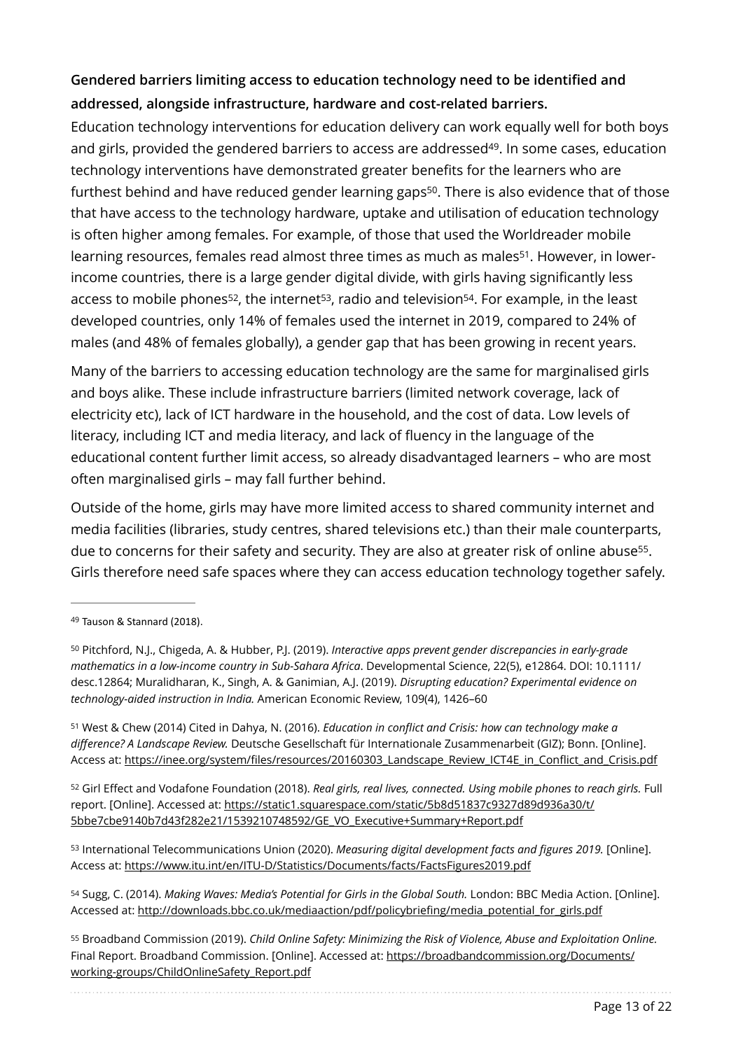**Gendered barriers limiting access to education technology need to be identified and addressed, alongside infrastructure, hardware and cost-related barriers.**

Education technology interventions for education delivery can work equally well for both boys and girls, provided the gendered barriers to access are addressed[49]. In some cases, education technology interventions have demonstrated greater benefits for the learners who are furthest behind and have reduced gender learning gaps[50]. There is also evidence that of those that have access to the technology hardware, uptake and utilisation of education technology is often higher among females. For example, of those that used the Worldreader mobile learning resources, females read almost three times as much as males[51]. However, in lower-income countries, there is a large gender digital divide, with girls having significantly less access to mobile phones[52], the internet[53], radio and television[54]. For example, in the least developed countries, only 14% of females used the internet in 2019, compared to 24% of males (and 48% of females globally), a gender gap that has been growing in recent years.

Many of the barriers to accessing education technology are the same for marginalised girls and boys alike. These include infrastructure barriers (limited network coverage, lack of electricity etc), lack of ICT hardware in the household, and the cost of data. Low levels of literacy, including ICT and media literacy, and lack of fluency in the language of the educational content further limit access, so already disadvantaged learners – who are most often marginalised girls – may fall further behind.

Outside of the home, girls may have more limited access to shared community internet and media facilities (libraries, study centres, shared televisions etc.) than their male counterparts, due to concerns for their safety and security. They are also at greater risk of online abuse[55]. Girls therefore need safe spaces where they can access education technology together safely.

---

[49] Tauson & Stannard (2018).

[50] Pitchford, N.J., Chigeda, A. & Hubber, P.J. (2019). *Interactive apps prevent gender discrepancies in early-grade mathematics in a low-income country in Sub-Sahara Africa*. Developmental Science, 22(5), e12864. DOI: 10.1111/desc.12864; Muralidharan, K., Singh, A. & Ganimian, A.J. (2019). *Disrupting education? Experimental evidence on technology-aided instruction in India.* American Economic Review, 109(4), 1426–60

[51] West & Chew (2014) Cited in Dahya, N. (2016). *Education in conflict and Crisis: how can technology make a difference? A Landscape Review.* Deutsche Gesellschaft für Internationale Zusammenarbeit (GIZ); Bonn. [Online]. Access at: https://inee.org/system/files/resources/20160303_Landscape_Review_ICT4E_in_Conflict_and_Crisis.pdf

[52] Girl Effect and Vodafone Foundation (2018). *Real girls, real lives, connected. Using mobile phones to reach girls.* Full report. [Online]. Accessed at: https://static1.squarespace.com/static/5b8d51837c9327d89d936a30/t/5bbe7cbe9140b7d43f282e21/1539210748592/GE_VO_Executive+Summary+Report.pdf

[53] International Telecommunications Union (2020). *Measuring digital development facts and figures 2019.* [Online]. Access at: https://www.itu.int/en/ITU-D/Statistics/Documents/facts/FactsFigures2019.pdf

[54] Sugg, C. (2014). *Making Waves: Media's Potential for Girls in the Global South.* London: BBC Media Action. [Online]. Accessed at: http://downloads.bbc.co.uk/mediaaction/pdf/policybriefing/media_potential_for_girls.pdf

[55] Broadband Commission (2019). *Child Online Safety: Minimizing the Risk of Violence, Abuse and Exploitation Online.* Final Report. Broadband Commission. [Online]. Accessed at: https://broadbandcommission.org/Documents/working-groups/ChildOnlineSafety_Report.pdf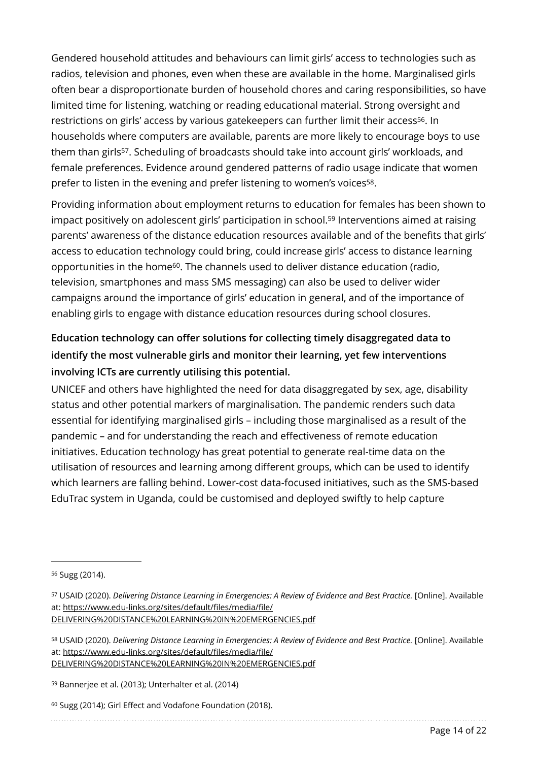Gendered household attitudes and behaviours can limit girls' access to technologies such as radios, television and phones, even when these are available in the home. Marginalised girls often bear a disproportionate burden of household chores and caring responsibilities, so have limited time for listening, watching or reading educational material. Strong oversight and restrictions on girls' access by various gatekeepers can further limit their access[56]. In households where computers are available, parents are more likely to encourage boys to use them than girls[57]. Scheduling of broadcasts should take into account girls' workloads, and female preferences. Evidence around gendered patterns of radio usage indicate that women prefer to listen in the evening and prefer listening to women's voices[58].

Providing information about employment returns to education for females has been shown to impact positively on adolescent girls' participation in school.[59] Interventions aimed at raising parents' awareness of the distance education resources available and of the benefits that girls' access to education technology could bring, could increase girls' access to distance learning opportunities in the home[60]. The channels used to deliver distance education (radio, television, smartphones and mass SMS messaging) can also be used to deliver wider campaigns around the importance of girls' education in general, and of the importance of enabling girls to engage with distance education resources during school closures.

**Education technology can offer solutions for collecting timely disaggregated data to identify the most vulnerable girls and monitor their learning, yet few interventions involving ICTs are currently utilising this potential.**

UNICEF and others have highlighted the need for data disaggregated by sex, age, disability status and other potential markers of marginalisation. The pandemic renders such data essential for identifying marginalised girls – including those marginalised as a result of the pandemic – and for understanding the reach and effectiveness of remote education initiatives. Education technology has great potential to generate real-time data on the utilisation of resources and learning among different groups, which can be used to identify which learners are falling behind. Lower-cost data-focused initiatives, such as the SMS-based EduTrac system in Uganda, could be customised and deployed swiftly to help capture

---

[56] Sugg (2014).

[57] USAID (2020). *Delivering Distance Learning in Emergencies: A Review of Evidence and Best Practice.* [Online]. Available at: https://www.edu-links.org/sites/default/files/media/file/DELIVERING%20DISTANCE%20LEARNING%20IN%20EMERGENCIES.pdf

[58] USAID (2020). *Delivering Distance Learning in Emergencies: A Review of Evidence and Best Practice.* [Online]. Available at: https://www.edu-links.org/sites/default/files/media/file/DELIVERING%20DISTANCE%20LEARNING%20IN%20EMERGENCIES.pdf

[59] Bannerjee et al. (2013); Unterhalter et al. (2014)

[60] Sugg (2014); Girl Effect and Vodafone Foundation (2018).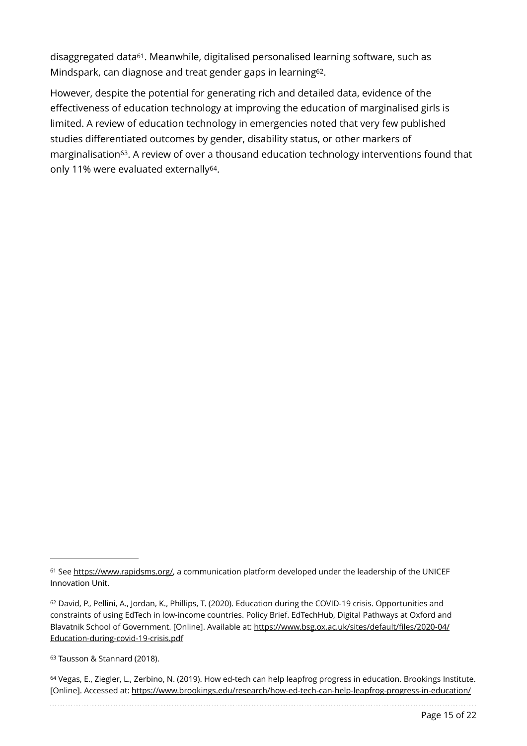disaggregated data[61]. Meanwhile, digitalised personalised learning software, such as Mindspark, can diagnose and treat gender gaps in learning[62].

However, despite the potential for generating rich and detailed data, evidence of the effectiveness of education technology at improving the education of marginalised girls is limited. A review of education technology in emergencies noted that very few published studies differentiated outcomes by gender, disability status, or other markers of marginalisation[63]. A review of over a thousand education technology interventions found that only 11% were evaluated externally[64].

---

[61] See https://www.rapidsms.org/, a communication platform developed under the leadership of the UNICEF Innovation Unit.

[62] David, P., Pellini, A., Jordan, K., Phillips, T. (2020). Education during the COVID-19 crisis. Opportunities and constraints of using EdTech in low-income countries. Policy Brief. EdTechHub, Digital Pathways at Oxford and Blavatnik School of Government. [Online]. Available at: https://www.bsg.ox.ac.uk/sites/default/files/2020-04/Education-during-covid-19-crisis.pdf

[63] Tausson & Stannard (2018).

[64] Vegas, E., Ziegler, L., Zerbino, N. (2019). How ed-tech can help leapfrog progress in education. Brookings Institute. [Online]. Accessed at: https://www.brookings.edu/research/how-ed-tech-can-help-leapfrog-progress-in-education/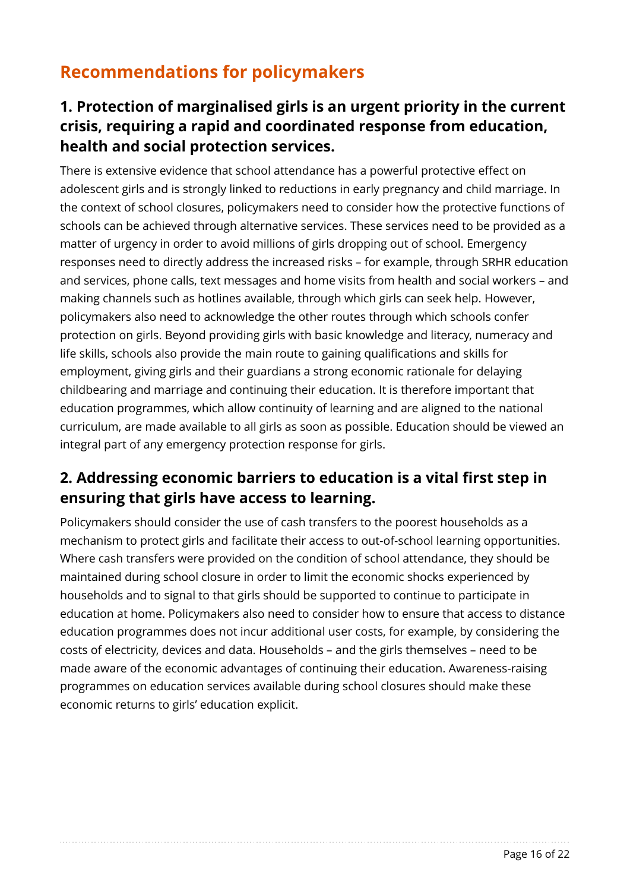## Recommendations for policymakers

### 1. Protection of marginalised girls is an urgent priority in the current crisis, requiring a rapid and coordinated response from education, health and social protection services.

There is extensive evidence that school attendance has a powerful protective effect on adolescent girls and is strongly linked to reductions in early pregnancy and child marriage. In the context of school closures, policymakers need to consider how the protective functions of schools can be achieved through alternative services. These services need to be provided as a matter of urgency in order to avoid millions of girls dropping out of school. Emergency responses need to directly address the increased risks – for example, through SRHR education and services, phone calls, text messages and home visits from health and social workers – and making channels such as hotlines available, through which girls can seek help. However, policymakers also need to acknowledge the other routes through which schools confer protection on girls. Beyond providing girls with basic knowledge and literacy, numeracy and life skills, schools also provide the main route to gaining qualifications and skills for employment, giving girls and their guardians a strong economic rationale for delaying childbearing and marriage and continuing their education. It is therefore important that education programmes, which allow continuity of learning and are aligned to the national curriculum, are made available to all girls as soon as possible. Education should be viewed an integral part of any emergency protection response for girls.

### 2. Addressing economic barriers to education is a vital first step in ensuring that girls have access to learning.

Policymakers should consider the use of cash transfers to the poorest households as a mechanism to protect girls and facilitate their access to out-of-school learning opportunities. Where cash transfers were provided on the condition of school attendance, they should be maintained during school closure in order to limit the economic shocks experienced by households and to signal to that girls should be supported to continue to participate in education at home. Policymakers also need to consider how to ensure that access to distance education programmes does not incur additional user costs, for example, by considering the costs of electricity, devices and data. Households – and the girls themselves – need to be made aware of the economic advantages of continuing their education. Awareness-raising programmes on education services available during school closures should make these economic returns to girls' education explicit.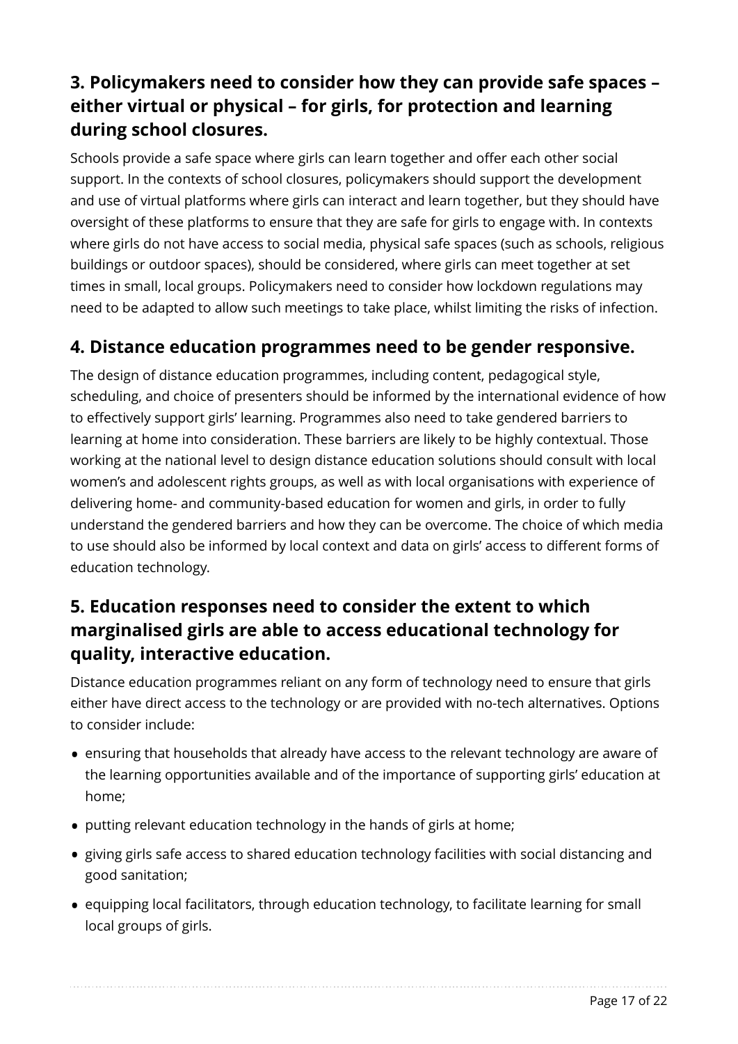### 3. Policymakers need to consider how they can provide safe spaces – either virtual or physical – for girls, for protection and learning during school closures.

Schools provide a safe space where girls can learn together and offer each other social support. In the contexts of school closures, policymakers should support the development and use of virtual platforms where girls can interact and learn together, but they should have oversight of these platforms to ensure that they are safe for girls to engage with. In contexts where girls do not have access to social media, physical safe spaces (such as schools, religious buildings or outdoor spaces), should be considered, where girls can meet together at set times in small, local groups. Policymakers need to consider how lockdown regulations may need to be adapted to allow such meetings to take place, whilst limiting the risks of infection.

### 4. Distance education programmes need to be gender responsive.

The design of distance education programmes, including content, pedagogical style, scheduling, and choice of presenters should be informed by the international evidence of how to effectively support girls' learning. Programmes also need to take gendered barriers to learning at home into consideration. These barriers are likely to be highly contextual. Those working at the national level to design distance education solutions should consult with local women's and adolescent rights groups, as well as with local organisations with experience of delivering home- and community-based education for women and girls, in order to fully understand the gendered barriers and how they can be overcome. The choice of which media to use should also be informed by local context and data on girls' access to different forms of education technology.

### 5. Education responses need to consider the extent to which marginalised girls are able to access educational technology for quality, interactive education.

Distance education programmes reliant on any form of technology need to ensure that girls either have direct access to the technology or are provided with no-tech alternatives. Options to consider include:

- ensuring that households that already have access to the relevant technology are aware of the learning opportunities available and of the importance of supporting girls' education at home;
- putting relevant education technology in the hands of girls at home;
- giving girls safe access to shared education technology facilities with social distancing and good sanitation;
- equipping local facilitators, through education technology, to facilitate learning for small local groups of girls.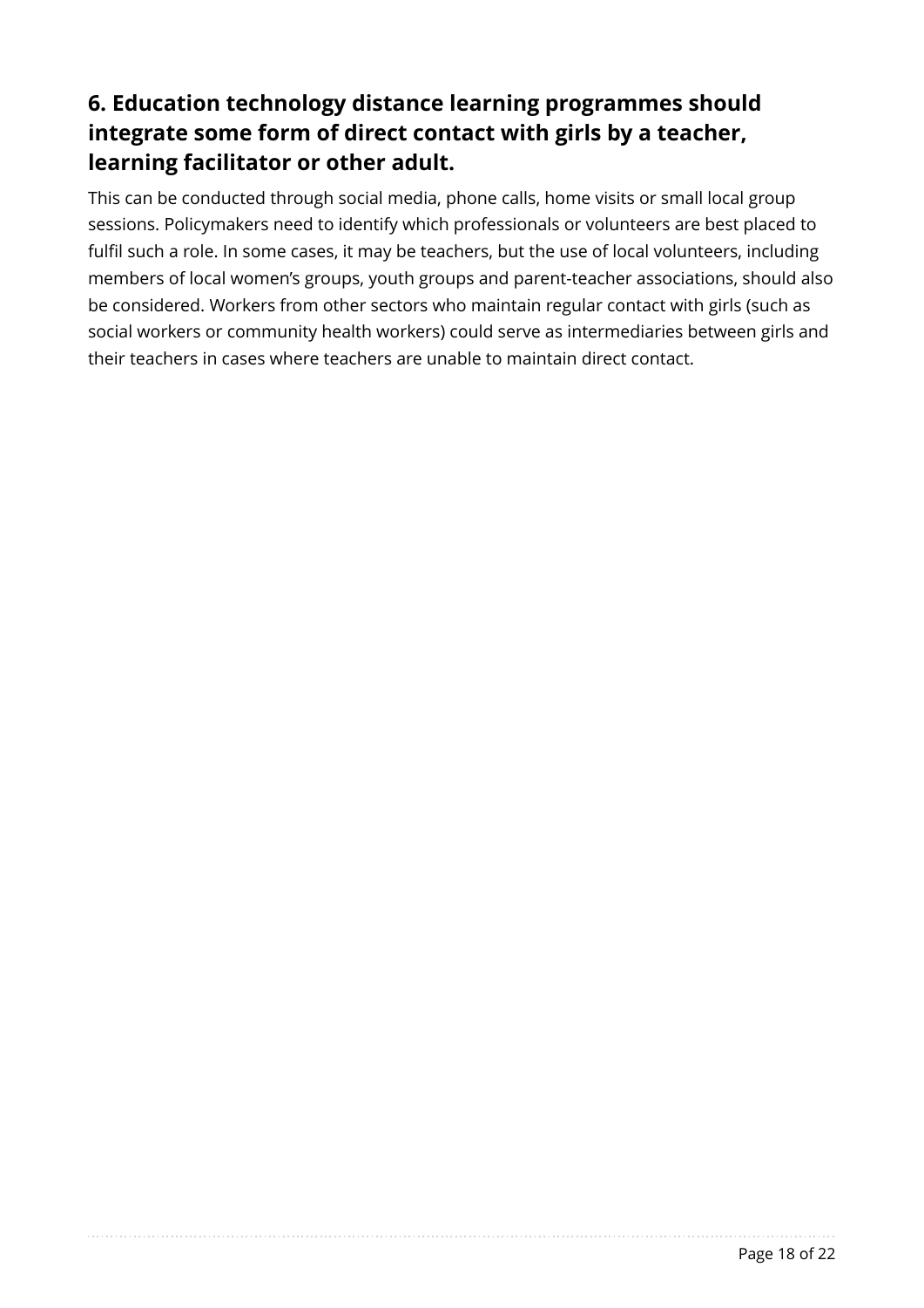### 6. Education technology distance learning programmes should integrate some form of direct contact with girls by a teacher, learning facilitator or other adult.

This can be conducted through social media, phone calls, home visits or small local group sessions. Policymakers need to identify which professionals or volunteers are best placed to fulfil such a role. In some cases, it may be teachers, but the use of local volunteers, including members of local women's groups, youth groups and parent-teacher associations, should also be considered. Workers from other sectors who maintain regular contact with girls (such as social workers or community health workers) could serve as intermediaries between girls and their teachers in cases where teachers are unable to maintain direct contact.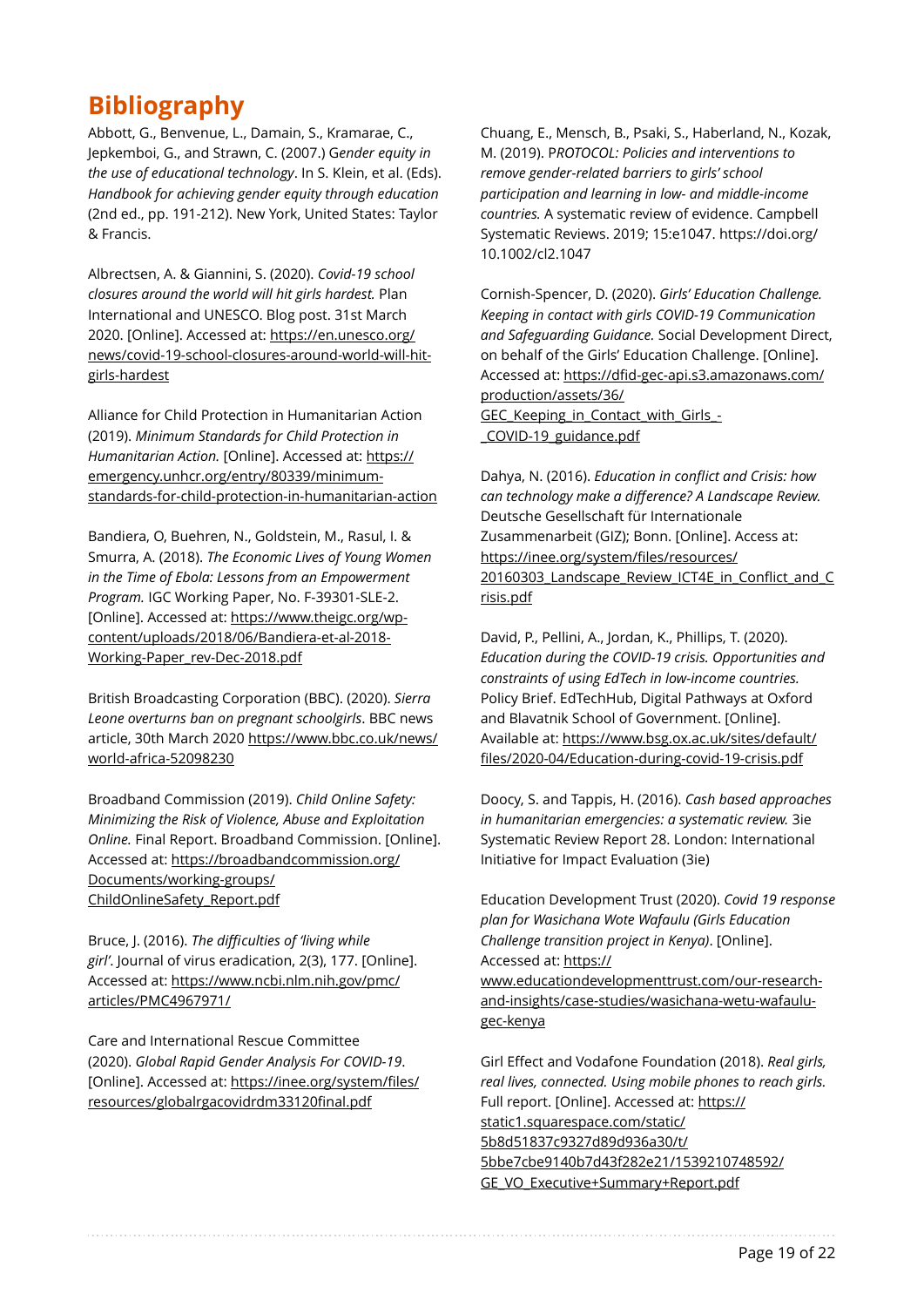# Bibliography

Abbott, G., Benvenue, L., Damain, S., Kramarae, C., Jepkemboi, G., and Strawn, C. (2007.) G*ender equity in the use of educational technology*. In S. Klein, et al. (Eds). *Handbook for achieving gender equity through education* (2nd ed., pp. 191-212). New York, United States: Taylor & Francis.

Albrectsen, A. & Giannini, S. (2020). *Covid-19 school closures around the world will hit girls hardest.* Plan International and UNESCO. Blog post. 31st March 2020. [Online]. Accessed at: https://en.unesco.org/news/covid-19-school-closures-around-world-will-hit-girls-hardest

Alliance for Child Protection in Humanitarian Action (2019). *Minimum Standards for Child Protection in Humanitarian Action.* [Online]. Accessed at: https://emergency.unhcr.org/entry/80339/minimum-standards-for-child-protection-in-humanitarian-action

Bandiera, O, Buehren, N., Goldstein, M., Rasul, I. & Smurra, A. (2018). *The Economic Lives of Young Women in the Time of Ebola: Lessons from an Empowerment Program.* IGC Working Paper, No. F-39301-SLE-2. [Online]. Accessed at: https://www.theigc.org/wp-content/uploads/2018/06/Bandiera-et-al-2018-Working-Paper_rev-Dec-2018.pdf

British Broadcasting Corporation (BBC). (2020). *Sierra Leone overturns ban on pregnant schoolgirls*. BBC news article, 30th March 2020 https://www.bbc.co.uk/news/world-africa-52098230

Broadband Commission (2019). *Child Online Safety: Minimizing the Risk of Violence, Abuse and Exploitation Online.* Final Report. Broadband Commission. [Online]. Accessed at: https://broadbandcommission.org/Documents/working-groups/ChildOnlineSafety_Report.pdf

Bruce, J. (2016). *The difficulties of 'living while girl'*. Journal of virus eradication, 2(3), 177. [Online]. Accessed at: https://www.ncbi.nlm.nih.gov/pmc/articles/PMC4967971/

Care and International Rescue Committee (2020). *Global Rapid Gender Analysis For COVID-19*. [Online]. Accessed at: https://inee.org/system/files/resources/globalrgacovidrdm33120final.pdf

Chuang, E., Mensch, B., Psaki, S., Haberland, N., Kozak, M. (2019). P*ROTOCOL: Policies and interventions to remove gender-related barriers to girls' school participation and learning in low- and middle-income countries.* A systematic review of evidence. Campbell Systematic Reviews. 2019; 15:e1047. https://doi.org/10.1002/cl2.1047

Cornish-Spencer, D. (2020). *Girls' Education Challenge. Keeping in contact with girls COVID-19 Communication and Safeguarding Guidance.* Social Development Direct, on behalf of the Girls' Education Challenge. [Online]. Accessed at: https://dfid-gec-api.s3.amazonaws.com/production/assets/36/GEC_Keeping_in_Contact_with_Girls_-_COVID-19_guidance.pdf

Dahya, N. (2016). *Education in conflict and Crisis: how can technology make a difference? A Landscape Review.* Deutsche Gesellschaft für Internationale Zusammenarbeit (GIZ); Bonn. [Online]. Access at: https://inee.org/system/files/resources/20160303_Landscape_Review_ICT4E_in_Conflict_and_Crisis.pdf

David, P., Pellini, A., Jordan, K., Phillips, T. (2020). *Education during the COVID-19 crisis. Opportunities and constraints of using EdTech in low-income countries.* Policy Brief. EdTechHub, Digital Pathways at Oxford and Blavatnik School of Government. [Online]. Available at: https://www.bsg.ox.ac.uk/sites/default/files/2020-04/Education-during-covid-19-crisis.pdf

Doocy, S. and Tappis, H. (2016). *Cash based approaches in humanitarian emergencies: a systematic review.* 3ie Systematic Review Report 28. London: International Initiative for Impact Evaluation (3ie)

Education Development Trust (2020). *Covid 19 response plan for Wasichana Wote Wafaulu (Girls Education Challenge transition project in Kenya)*. [Online]. Accessed at: https://www.educationdevelopmenttrust.com/our-research-and-insights/case-studies/wasichana-wetu-wafaulu-gec-kenya

Girl Effect and Vodafone Foundation (2018). *Real girls, real lives, connected. Using mobile phones to reach girls.* Full report. [Online]. Accessed at: https://static1.squarespace.com/static/5b8d51837c9327d89d936a30/t/5bbe7cbe9140b7d43f282e21/1539210748592/GE_VO_Executive+Summary+Report.pdf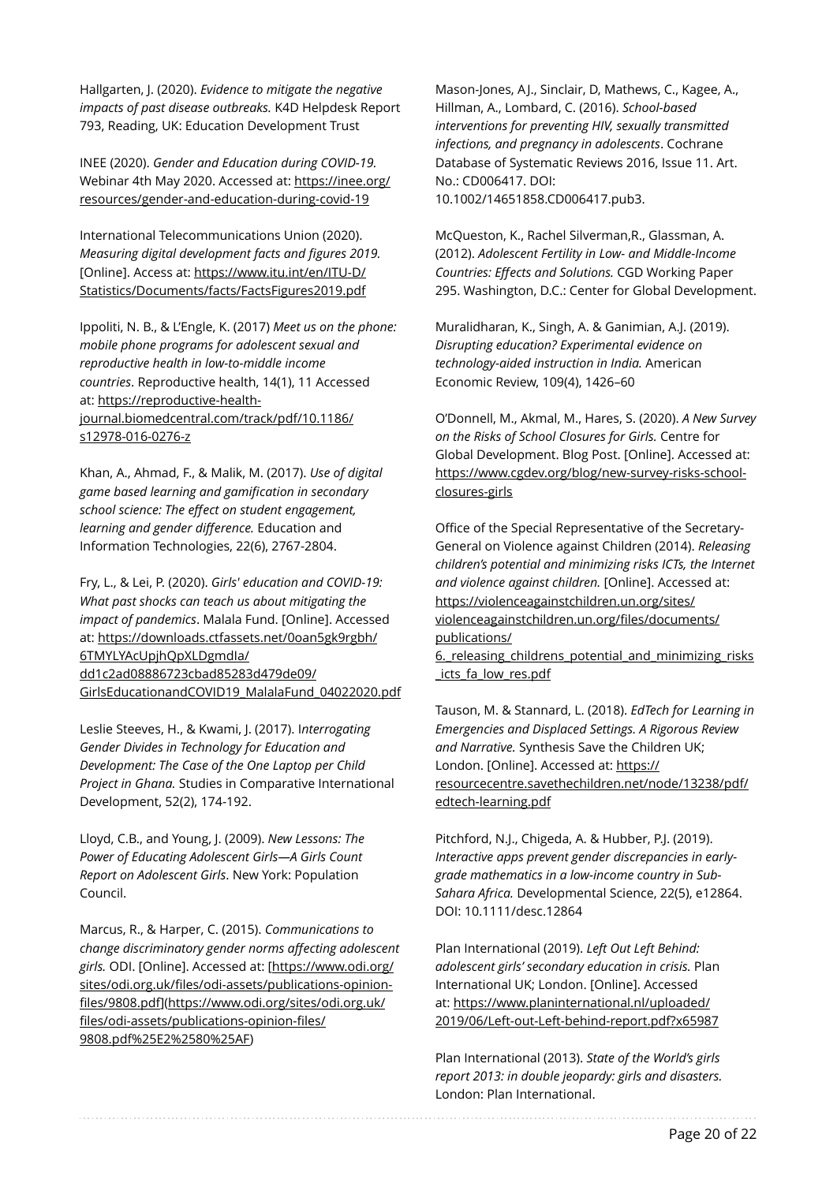Hallgarten, J. (2020). *Evidence to mitigate the negative impacts of past disease outbreaks.* K4D Helpdesk Report 793, Reading, UK: Education Development Trust

INEE (2020). *Gender and Education during COVID-19.* Webinar 4th May 2020. Accessed at: https://inee.org/resources/gender-and-education-during-covid-19

International Telecommunications Union (2020). *Measuring digital development facts and figures 2019.* [Online]. Access at: https://www.itu.int/en/ITU-D/Statistics/Documents/facts/FactsFigures2019.pdf

Ippoliti, N. B., & L'Engle, K. (2017) *Meet us on the phone: mobile phone programs for adolescent sexual and reproductive health in low-to-middle income countries*. Reproductive health, 14(1), 11 Accessed at: https://reproductive-health-journal.biomedcentral.com/track/pdf/10.1186/s12978-016-0276-z

Khan, A., Ahmad, F., & Malik, M. (2017). *Use of digital game based learning and gamification in secondary school science: The effect on student engagement, learning and gender difference.* Education and Information Technologies, 22(6), 2767-2804.

Fry, L., & Lei, P. (2020). *Girls' education and COVID-19: What past shocks can teach us about mitigating the impact of pandemics*. Malala Fund. [Online]. Accessed at: https://downloads.ctfassets.net/0oan5gk9rgbh/6TMYLYAcUpjhQpXLDgmdIa/dd1c2ad08886723cbad85283d479de09/GirlsEducationandCOVID19_MalalaFund_04022020.pdf

Leslie Steeves, H., & Kwami, J. (2017). I*nterrogating Gender Divides in Technology for Education and Development: The Case of the One Laptop per Child Project in Ghana.* Studies in Comparative International Development, 52(2), 174-192.

Lloyd, C.B., and Young, J. (2009). *New Lessons: The Power of Educating Adolescent Girls—A Girls Count Report on Adolescent Girls*. New York: Population Council.

Marcus, R., & Harper, C. (2015). *Communications to change discriminatory gender norms affecting adolescent girls.* ODI. [Online]. Accessed at: [https://www.odi.org/sites/odi.org.uk/files/odi-assets/publications-opinion-files/9808.pdf](https://www.odi.org/sites/odi.org.uk/files/odi-assets/publications-opinion-files/9808.pdf%25E2%2580%25AF)

Mason-Jones, AJ., Sinclair, D, Mathews, C., Kagee, A., Hillman, A., Lombard, C. (2016). *School-based interventions for preventing HIV, sexually transmitted infections, and pregnancy in adolescents*. Cochrane Database of Systematic Reviews 2016, Issue 11. Art. No.: CD006417. DOI: 10.1002/14651858.CD006417.pub3.

McQueston, K., Rachel Silverman,R., Glassman, A. (2012). *Adolescent Fertility in Low- and Middle-Income Countries: Effects and Solutions.* CGD Working Paper 295. Washington, D.C.: Center for Global Development.

Muralidharan, K., Singh, A. & Ganimian, A.J. (2019). *Disrupting education? Experimental evidence on technology-aided instruction in India.* American Economic Review, 109(4), 1426–60

O'Donnell, M., Akmal, M., Hares, S. (2020). *A New Survey on the Risks of School Closures for Girls.* Centre for Global Development. Blog Post. [Online]. Accessed at: https://www.cgdev.org/blog/new-survey-risks-school-closures-girls

Office of the Special Representative of the Secretary-General on Violence against Children (2014). *Releasing children's potential and minimizing risks ICTs, the Internet and violence against children.* [Online]. Accessed at: https://violenceagainstchildren.un.org/sites/violenceagainstchildren.un.org/files/documents/publications/6._releasing_childrens_potential_and_minimizing_risks_icts_fa_low_res.pdf

Tauson, M. & Stannard, L. (2018). *EdTech for Learning in Emergencies and Displaced Settings. A Rigorous Review and Narrative.* Synthesis Save the Children UK; London. [Online]. Accessed at: https://resourcecentre.savethechildren.net/node/13238/pdf/edtech-learning.pdf

Pitchford, N.J., Chigeda, A. & Hubber, P.J. (2019). *Interactive apps prevent gender discrepancies in early-grade mathematics in a low-income country in Sub-Sahara Africa.* Developmental Science, 22(5), e12864. DOI: 10.1111/desc.12864

Plan International (2019). *Left Out Left Behind: adolescent girls' secondary education in crisis.* Plan International UK; London. [Online]. Accessed at: https://www.planinternational.nl/uploaded/2019/06/Left-out-Left-behind-report.pdf?x65987

Plan International (2013). *State of the World's girls report 2013: in double jeopardy: girls and disasters.* London: Plan International.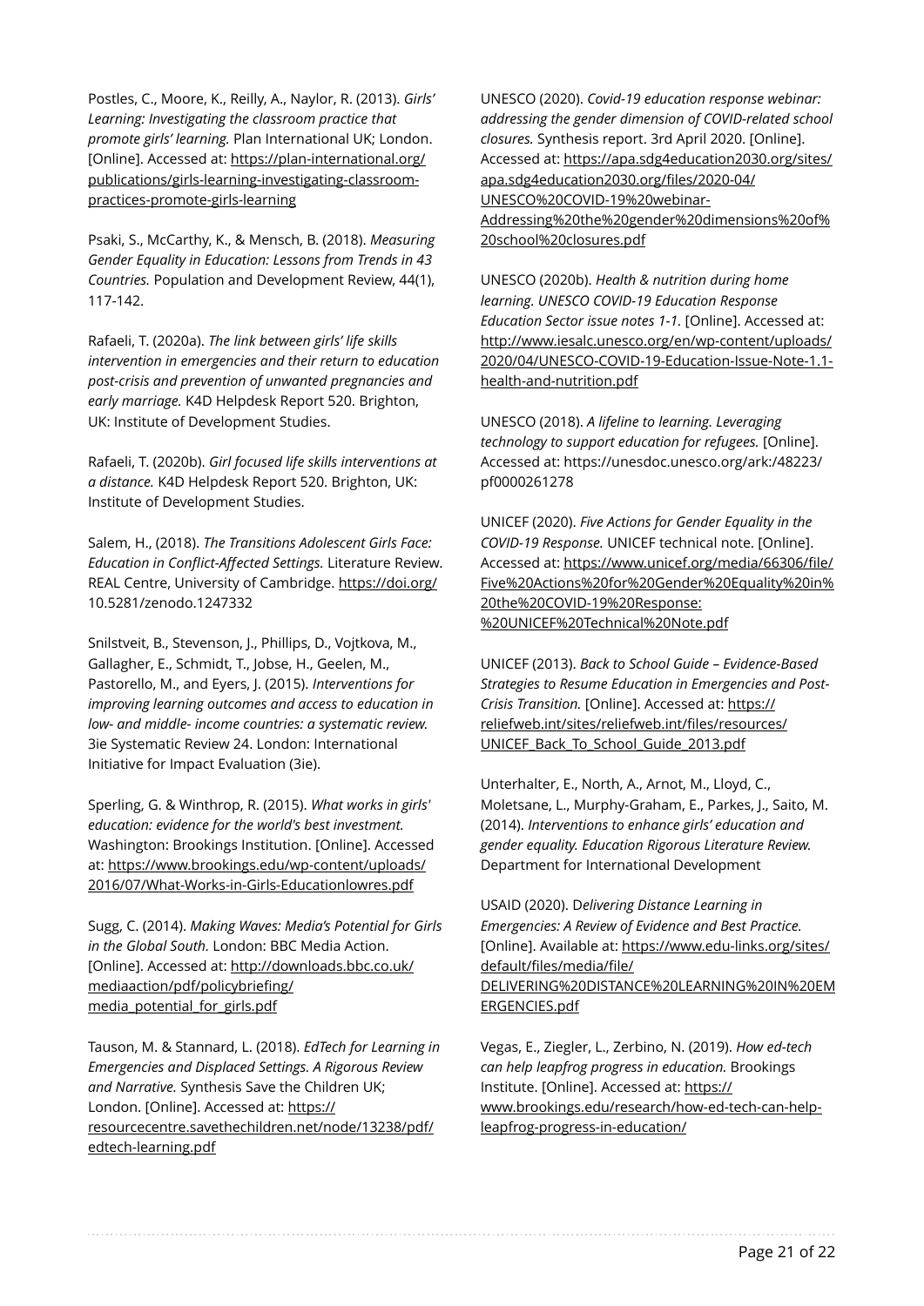Postles, C., Moore, K., Reilly, A., Naylor, R. (2013). *Girls' Learning: Investigating the classroom practice that promote girls' learning.* Plan International UK; London. [Online]. Accessed at: https://plan-international.org/publications/girls-learning-investigating-classroom-practices-promote-girls-learning

Psaki, S., McCarthy, K., & Mensch, B. (2018). *Measuring Gender Equality in Education: Lessons from Trends in 43 Countries.* Population and Development Review, 44(1), 117-142.

Rafaeli, T. (2020a). *The link between girls' life skills intervention in emergencies and their return to education post-crisis and prevention of unwanted pregnancies and early marriage.* K4D Helpdesk Report 520. Brighton, UK: Institute of Development Studies.

Rafaeli, T. (2020b). *Girl focused life skills interventions at a distance.* K4D Helpdesk Report 520. Brighton, UK: Institute of Development Studies.

Salem, H., (2018). *The Transitions Adolescent Girls Face: Education in Conflict-Affected Settings.* Literature Review. REAL Centre, University of Cambridge. https://doi.org/10.5281/zenodo.1247332

Snilstveit, B., Stevenson, J., Phillips, D., Vojtkova, M., Gallagher, E., Schmidt, T., Jobse, H., Geelen, M., Pastorello, M., and Eyers, J. (2015). *Interventions for improving learning outcomes and access to education in low- and middle- income countries: a systematic review.* 3ie Systematic Review 24. London: International Initiative for Impact Evaluation (3ie).

Sperling, G. & Winthrop, R. (2015). *What works in girls' education: evidence for the world's best investment.* Washington: Brookings Institution. [Online]. Accessed at: https://www.brookings.edu/wp-content/uploads/2016/07/What-Works-in-Girls-Educationlowres.pdf

Sugg, C. (2014). *Making Waves: Media's Potential for Girls in the Global South.* London: BBC Media Action. [Online]. Accessed at: http://downloads.bbc.co.uk/mediaaction/pdf/policybriefing/media_potential_for_girls.pdf

Tauson, M. & Stannard, L. (2018). *EdTech for Learning in Emergencies and Displaced Settings. A Rigorous Review and Narrative.* Synthesis Save the Children UK; London. [Online]. Accessed at: https://resourcecentre.savethechildren.net/node/13238/pdf/edtech-learning.pdf

UNESCO (2020). *Covid-19 education response webinar: addressing the gender dimension of COVID-related school closures.* Synthesis report. 3rd April 2020. [Online]. Accessed at: https://apa.sdg4education2030.org/sites/apa.sdg4education2030.org/files/2020-04/UNESCO%20COVID-19%20webinar-Addressing%20the%20gender%20dimensions%20of%20school%20closures.pdf

UNESCO (2020b). *Health & nutrition during home learning. UNESCO COVID-19 Education Response Education Sector issue notes 1-1.* [Online]. Accessed at: http://www.iesalc.unesco.org/en/wp-content/uploads/2020/04/UNESCO-COVID-19-Education-Issue-Note-1.1-health-and-nutrition.pdf

UNESCO (2018). *A lifeline to learning. Leveraging technology to support education for refugees.* [Online]. Accessed at: https://unesdoc.unesco.org/ark:/48223/pf0000261278

UNICEF (2020). *Five Actions for Gender Equality in the COVID-19 Response.* UNICEF technical note. [Online]. Accessed at: https://www.unicef.org/media/66306/file/Five%20Actions%20for%20Gender%20Equality%20in%20the%20COVID-19%20Response:%20UNICEF%20Technical%20Note.pdf

UNICEF (2013). *Back to School Guide – Evidence-Based Strategies to Resume Education in Emergencies and Post-Crisis Transition.* [Online]. Accessed at: https://reliefweb.int/sites/reliefweb.int/files/resources/UNICEF_Back_To_School_Guide_2013.pdf

Unterhalter, E., North, A., Arnot, M., Lloyd, C., Moletsane, L., Murphy-Graham, E., Parkes, J., Saito, M. (2014). *Interventions to enhance girls' education and gender equality. Education Rigorous Literature Review.* Department for International Development

USAID (2020). D*elivering Distance Learning in Emergencies: A Review of Evidence and Best Practice.* [Online]. Available at: https://www.edu-links.org/sites/default/files/media/file/DELIVERING%20DISTANCE%20LEARNING%20IN%20EMERGENCIES.pdf

Vegas, E., Ziegler, L., Zerbino, N. (2019). *How ed-tech can help leapfrog progress in education.* Brookings Institute. [Online]. Accessed at: https://www.brookings.edu/research/how-ed-tech-can-help-leapfrog-progress-in-education/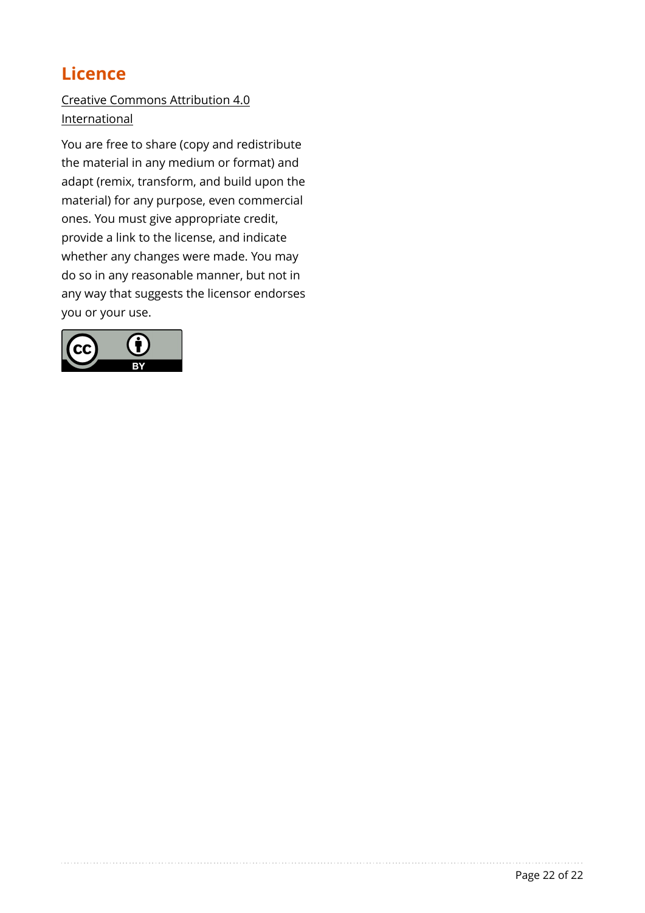## Licence

Creative Commons Attribution 4.0 International

You are free to share (copy and redistribute the material in any medium or format) and adapt (remix, transform, and build upon the material) for any purpose, even commercial ones. You must give appropriate credit, provide a link to the license, and indicate whether any changes were made. You may do so in any reasonable manner, but not in any way that suggests the licensor endorses you or your use.